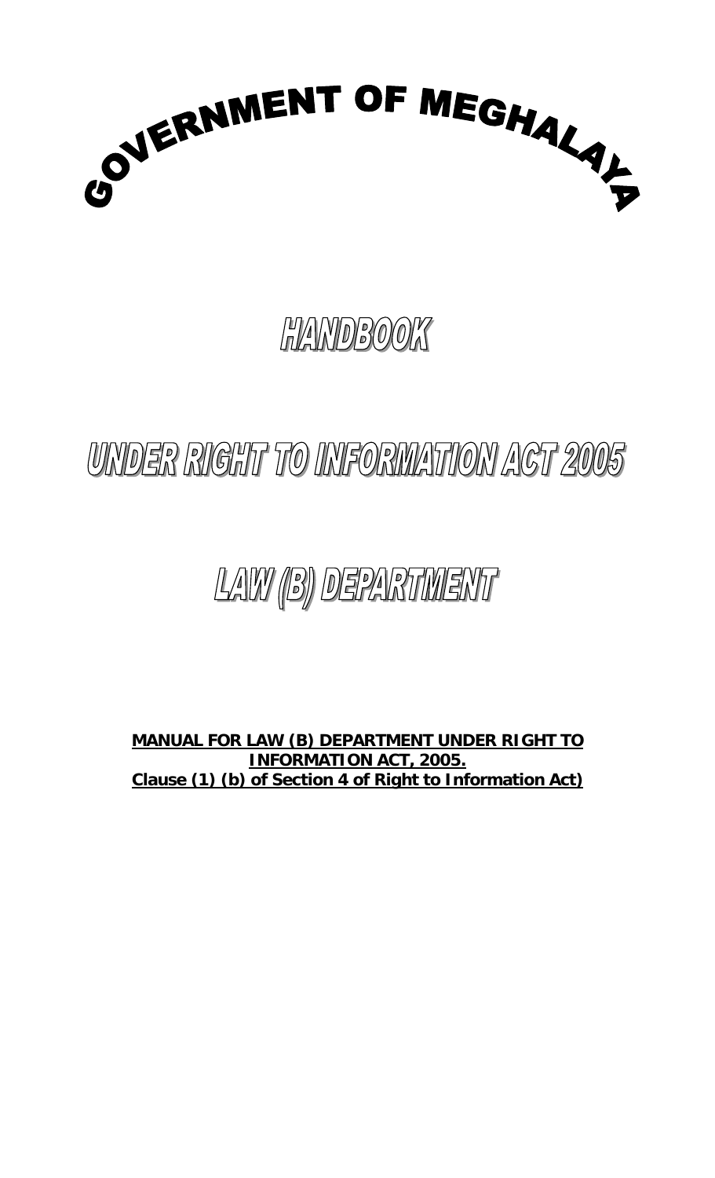# GOVERNMENT OF MEGHALAYA

# HANDBOOK

# UNDER RIGHT TO INFORMATION ACT 2005

# LAW (B) DEPARTMENT

**MANUAL FOR LAW (B) DEPARTMENT UNDER RIGHT TO INFORMATION ACT, 2005.**
**Clause (1) (b) of Section 4 of Right to Information Act)**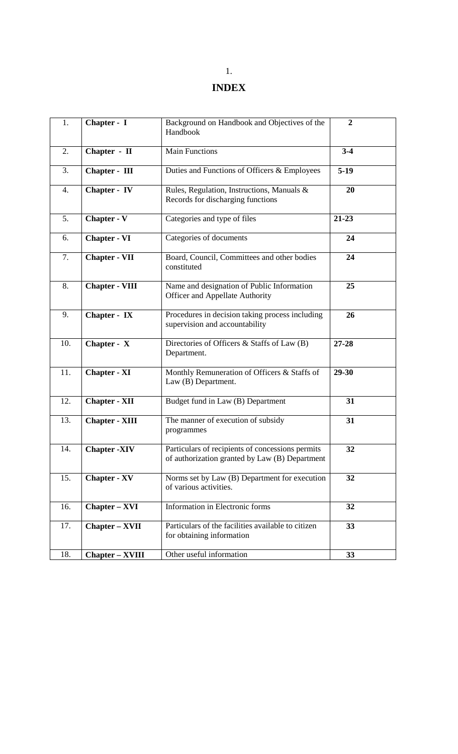# INDEX

| 1. | **Chapter - I** | Background on Handbook and Objectives of the Handbook | **2** |
|---|---|---|---|
| 2. | **Chapter - II** | Main Functions | **3-4** |
| 3. | **Chapter - III** | Duties and Functions of Officers & Employees | **5-19** |
| 4. | **Chapter - IV** | Rules, Regulation, Instructions, Manuals & Records for discharging functions | **20** |
| 5. | **Chapter - V** | Categories and type of files | **21-23** |
| 6. | **Chapter - VI** | Categories of documents | **24** |
| 7. | **Chapter - VII** | Board, Council, Committees and other bodies constituted | **24** |
| 8. | **Chapter - VIII** | Name and designation of Public Information Officer and Appellate Authority | **25** |
| 9. | **Chapter - IX** | Procedures in decision taking process including supervision and accountability | **26** |
| 10. | **Chapter - X** | Directories of Officers & Staffs of Law (B) Department. | **27-28** |
| 11. | **Chapter - XI** | Monthly Remuneration of Officers & Staffs of Law (B) Department. | **29-30** |
| 12. | **Chapter - XII** | Budget fund in Law (B) Department | **31** |
| 13. | **Chapter - XIII** | The manner of execution of subsidy programmes | **31** |
| 14. | **Chapter -XIV** | Particulars of recipients of concessions permits of authorization granted by Law (B) Department | **32** |
| 15. | **Chapter - XV** | Norms set by Law (B) Department for execution of various activities. | **32** |
| 16. | **Chapter – XVI** | Information in Electronic forms | **32** |
| 17. | **Chapter – XVII** | Particulars of the facilities available to citizen for obtaining information | **33** |
| 18. | **Chapter – XVIII** | Other useful information | **33** |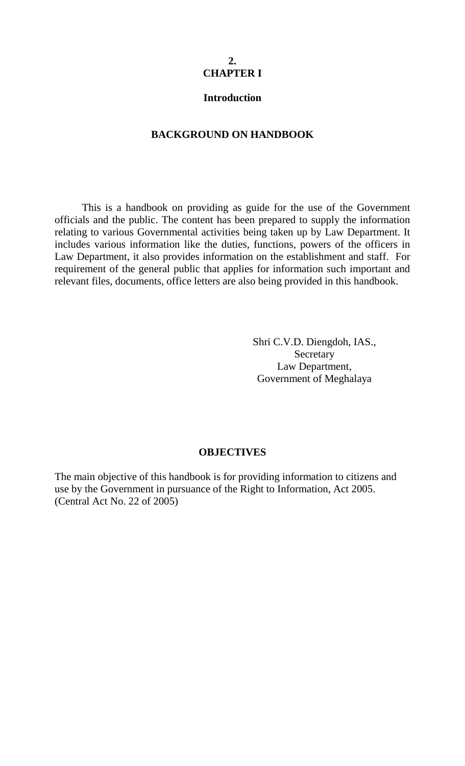**2.**

# CHAPTER I

## Introduction

### BACKGROUND ON HANDBOOK

This is a handbook on providing as guide for the use of the Government officials and the public. The content has been prepared to supply the information relating to various Governmental activities being taken up by Law Department. It includes various information like the duties, functions, powers of the officers in Law Department, it also provides information on the establishment and staff. For requirement of the general public that applies for information such important and relevant files, documents, office letters are also being provided in this handbook.

Shri C.V.D. Diengdoh, IAS.,
Secretary
Law Department,
Government of Meghalaya

### OBJECTIVES

The main objective of this handbook is for providing information to citizens and use by the Government in pursuance of the Right to Information, Act 2005. (Central Act No. 22 of 2005)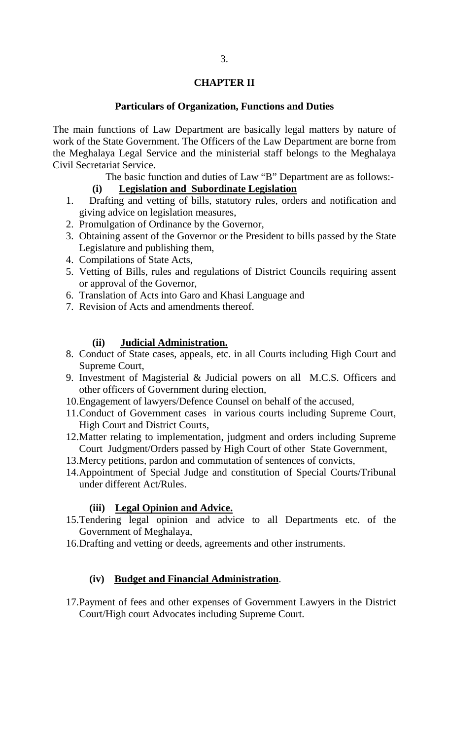# CHAPTER II

## Particulars of Organization, Functions and Duties

The main functions of Law Department are basically legal matters by nature of work of the State Government. The Officers of the Law Department are borne from the Meghalaya Legal Service and the ministerial staff belongs to the Meghalaya Civil Secretariat Service.

The basic function and duties of Law "B" Department are as follows:-

**(i) Legislation and Subordinate Legislation**

1. Drafting and vetting of bills, statutory rules, orders and notification and giving advice on legislation measures,
2. Promulgation of Ordinance by the Governor,
3. Obtaining assent of the Governor or the President to bills passed by the State Legislature and publishing them,
4. Compilations of State Acts,
5. Vetting of Bills, rules and regulations of District Councils requiring assent or approval of the Governor,
6. Translation of Acts into Garo and Khasi Language and
7. Revision of Acts and amendments thereof.

**(ii) Judicial Administration.**

8. Conduct of State cases, appeals, etc. in all Courts including High Court and Supreme Court,
9. Investment of Magisterial & Judicial powers on all M.C.S. Officers and other officers of Government during election,
10. Engagement of lawyers/Defence Counsel on behalf of the accused,
11. Conduct of Government cases in various courts including Supreme Court, High Court and District Courts,
12. Matter relating to implementation, judgment and orders including Supreme Court Judgment/Orders passed by High Court of other State Government,
13. Mercy petitions, pardon and commutation of sentences of convicts,
14. Appointment of Special Judge and constitution of Special Courts/Tribunal under different Act/Rules.

**(iii) Legal Opinion and Advice.**

15. Tendering legal opinion and advice to all Departments etc. of the Government of Meghalaya,
16. Drafting and vetting or deeds, agreements and other instruments.

**(iv) Budget and Financial Administration**.

17. Payment of fees and other expenses of Government Lawyers in the District Court/High court Advocates including Supreme Court.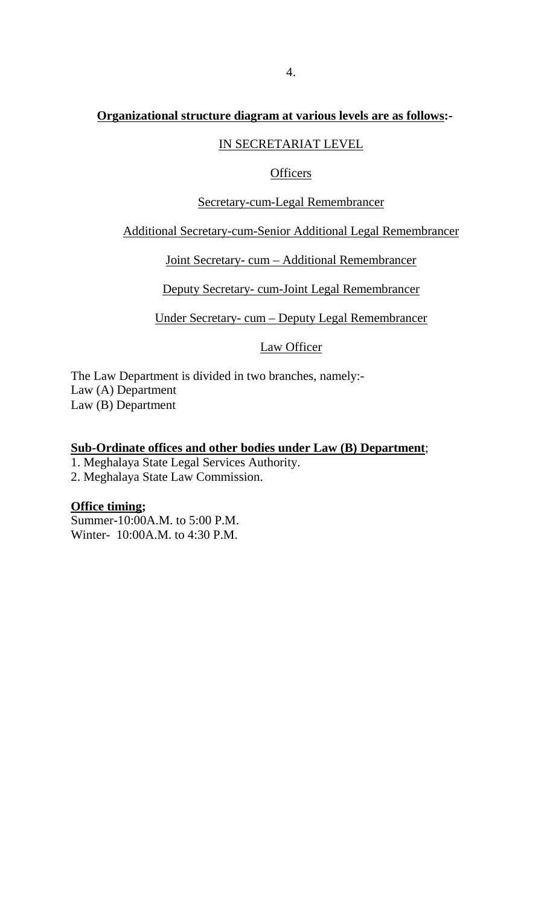**Organizational structure diagram at various levels are as follows:-**

IN SECRETARIAT LEVEL

Officers

Secretary-cum-Legal Remembrancer

Additional Secretary-cum-Senior Additional Legal Remembrancer

Joint Secretary- cum – Additional Remembrancer

Deputy Secretary- cum-Joint Legal Remembrancer

Under Secretary- cum – Deputy Legal Remembrancer

Law Officer

The Law Department is divided in two branches, namely:-
Law (A) Department
Law (B) Department

**Sub-Ordinate offices and other bodies under Law (B) Department**;

1. Meghalaya State Legal Services Authority.
2. Meghalaya State Law Commission.

**Office timing;**

Summer-10:00A.M. to 5:00 P.M.
Winter- 10:00A.M. to 4:30 P.M.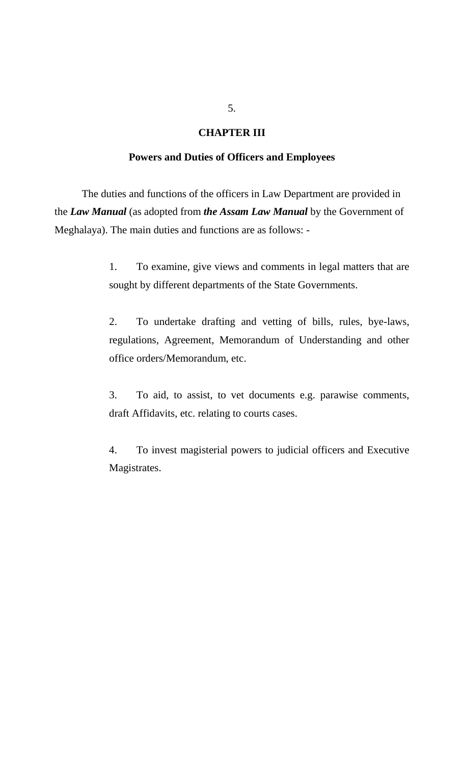## CHAPTER III

### Powers and Duties of Officers and Employees

The duties and functions of the officers in Law Department are provided in the ***Law Manual*** (as adopted from ***the Assam Law Manual*** by the Government of Meghalaya). The main duties and functions are as follows: -

1. To examine, give views and comments in legal matters that are sought by different departments of the State Governments.

2. To undertake drafting and vetting of bills, rules, bye-laws, regulations, Agreement, Memorandum of Understanding and other office orders/Memorandum, etc.

3. To aid, to assist, to vet documents e.g. parawise comments, draft Affidavits, etc. relating to courts cases.

4. To invest magisterial powers to judicial officers and Executive Magistrates.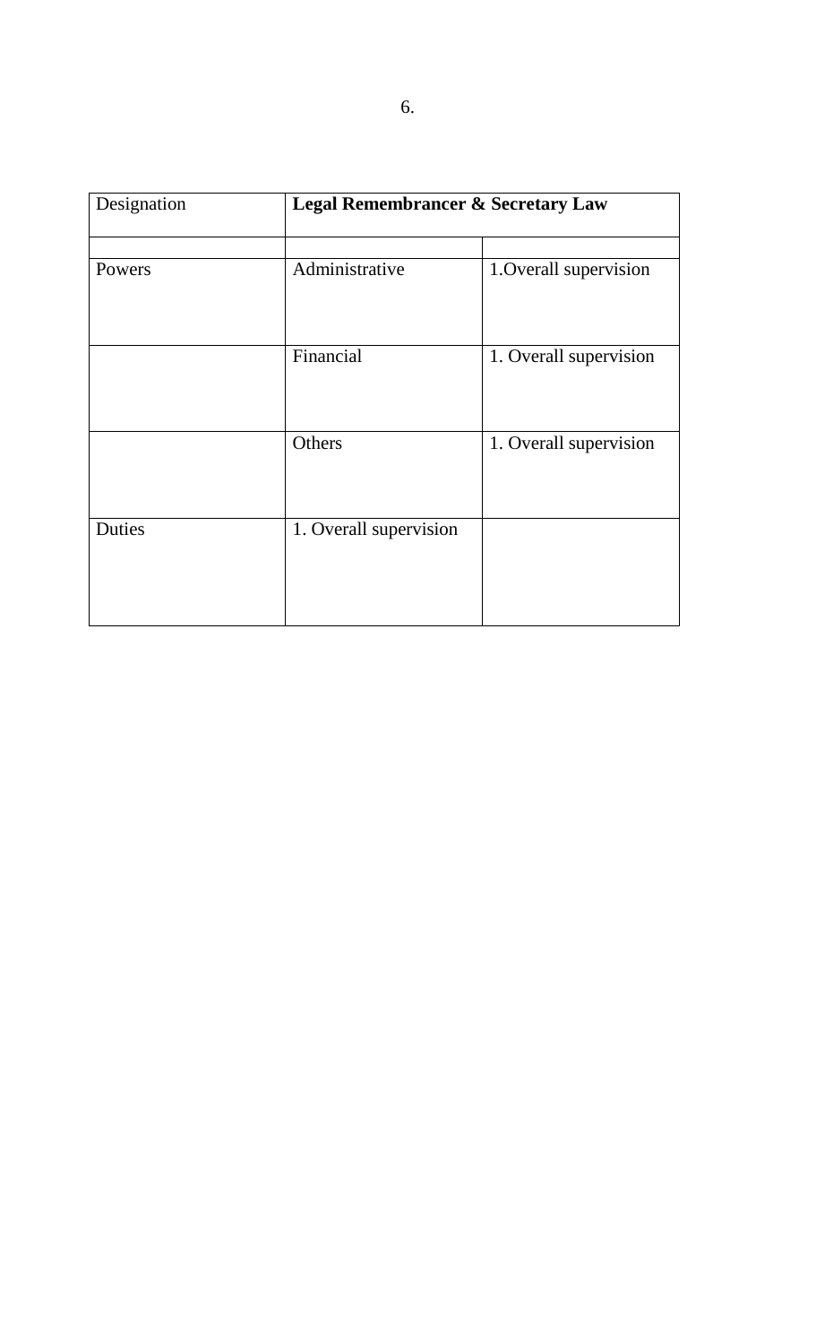| Designation | **Legal Remembrancer & Secretary Law** | |
|---|---|---|
| | | |
| Powers | Administrative | 1.Overall supervision |
| | Financial | 1. Overall supervision |
| | Others | 1. Overall supervision |
| Duties | 1. Overall supervision | |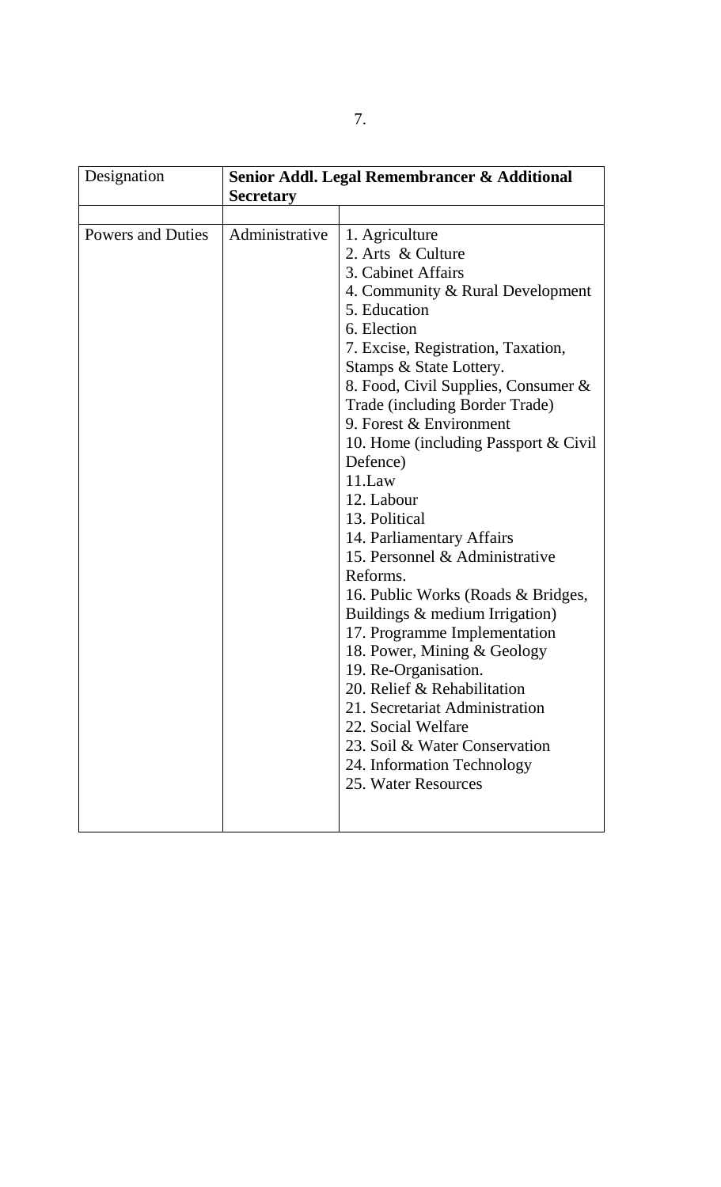| Designation | Senior Addl. Legal Remembrancer & Additional Secretary | |
|---|---|---|
| | | |
| Powers and Duties | Administrative | 1. Agriculture<br>2. Arts & Culture<br>3. Cabinet Affairs<br>4. Community & Rural Development<br>5. Education<br>6. Election<br>7. Excise, Registration, Taxation, Stamps & State Lottery.<br>8. Food, Civil Supplies, Consumer & Trade (including Border Trade)<br>9. Forest & Environment<br>10. Home (including Passport & Civil Defence)<br>11.Law<br>12. Labour<br>13. Political<br>14. Parliamentary Affairs<br>15. Personnel & Administrative Reforms.<br>16. Public Works (Roads & Bridges, Buildings & medium Irrigation)<br>17. Programme Implementation<br>18. Power, Mining & Geology<br>19. Re-Organisation.<br>20. Relief & Rehabilitation<br>21. Secretariat Administration<br>22. Social Welfare<br>23. Soil & Water Conservation<br>24. Information Technology<br>25. Water Resources |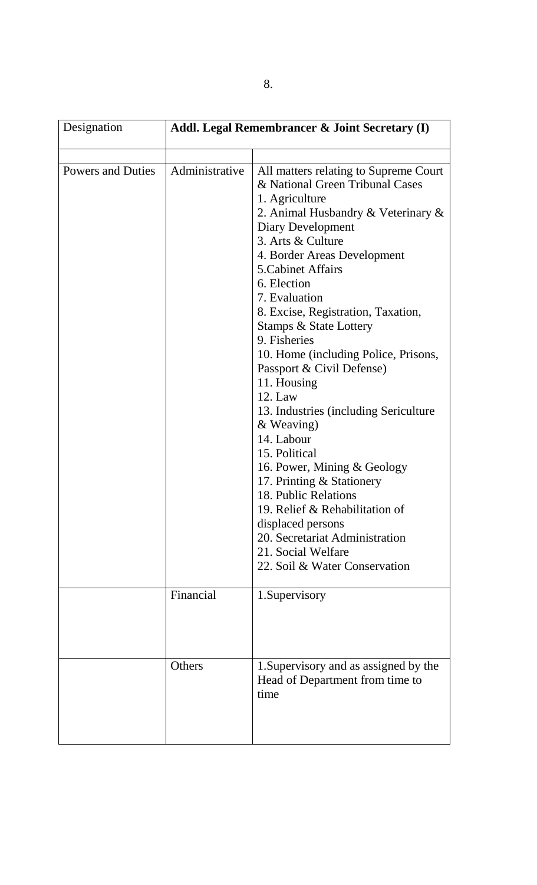| Designation | **Addl. Legal Remembrancer & Joint Secretary (I)** | |
|---|---|---|
| | | |
| Powers and Duties | Administrative | All matters relating to Supreme Court & National Green Tribunal Cases<br>1. Agriculture<br>2. Animal Husbandry & Veterinary & Diary Development<br>3. Arts & Culture<br>4. Border Areas Development<br>5.Cabinet Affairs<br>6. Election<br>7. Evaluation<br>8. Excise, Registration, Taxation, Stamps & State Lottery<br>9. Fisheries<br>10. Home (including Police, Prisons, Passport & Civil Defense)<br>11. Housing<br>12. Law<br>13. Industries (including Sericulture & Weaving)<br>14. Labour<br>15. Political<br>16. Power, Mining & Geology<br>17. Printing & Stationery<br>18. Public Relations<br>19. Relief & Rehabilitation of displaced persons<br>20. Secretariat Administration<br>21. Social Welfare<br>22. Soil & Water Conservation |
| | Financial | 1.Supervisory |
| | Others | 1.Supervisory and as assigned by the Head of Department from time to time |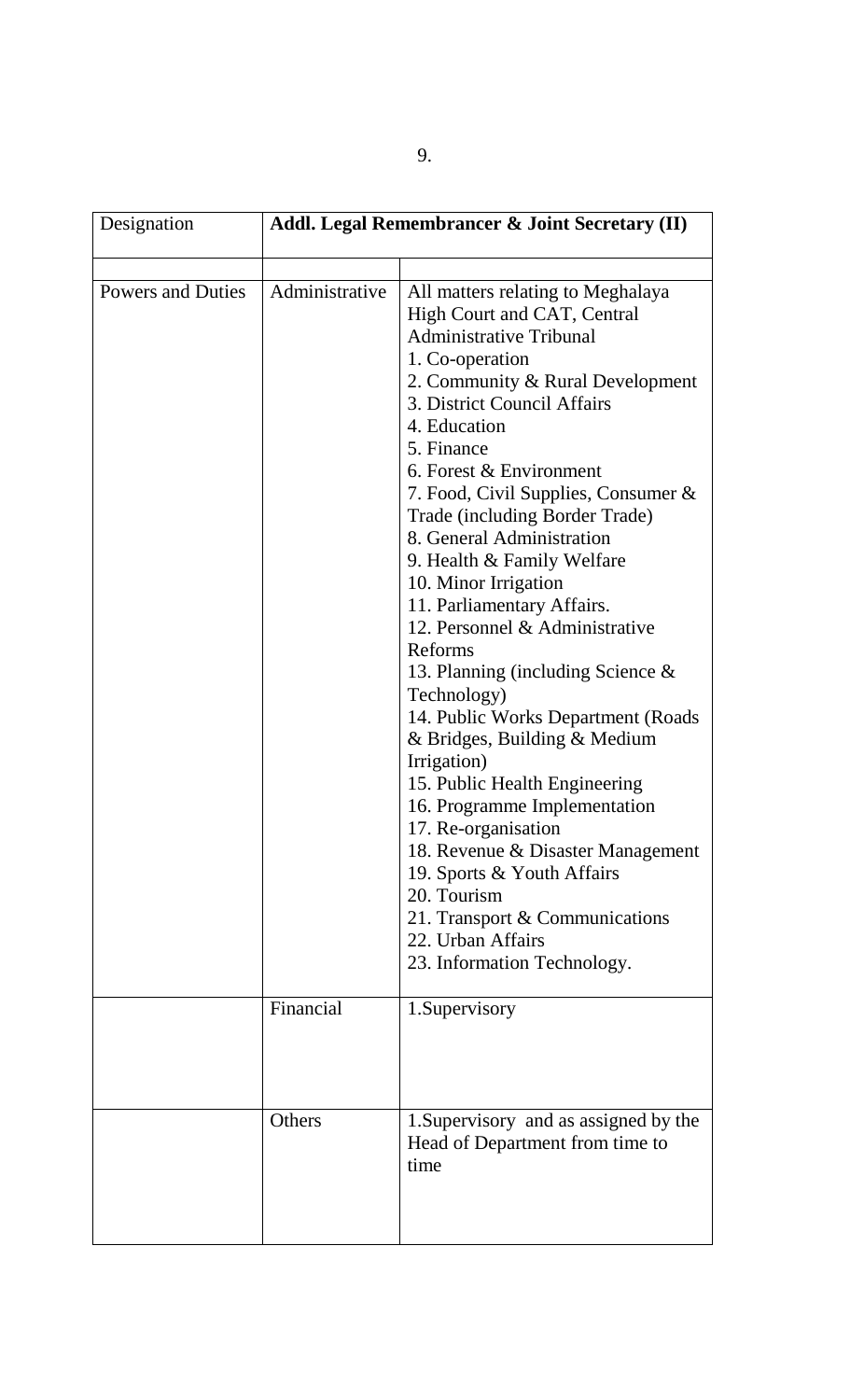| Designation | **Addl. Legal Remembrancer & Joint Secretary (II)** | |
|---|---|---|
| | | |
| Powers and Duties | Administrative | All matters relating to Meghalaya High Court and CAT, Central Administrative Tribunal<br>1. Co-operation<br>2. Community & Rural Development<br>3. District Council Affairs<br>4. Education<br>5. Finance<br>6. Forest & Environment<br>7. Food, Civil Supplies, Consumer & Trade (including Border Trade)<br>8. General Administration<br>9. Health & Family Welfare<br>10. Minor Irrigation<br>11. Parliamentary Affairs.<br>12. Personnel & Administrative Reforms<br>13. Planning (including Science & Technology)<br>14. Public Works Department (Roads & Bridges, Building & Medium Irrigation)<br>15. Public Health Engineering<br>16. Programme Implementation<br>17. Re-organisation<br>18. Revenue & Disaster Management<br>19. Sports & Youth Affairs<br>20. Tourism<br>21. Transport & Communications<br>22. Urban Affairs<br>23. Information Technology. |
| | Financial | 1.Supervisory |
| | Others | 1.Supervisory and as assigned by the Head of Department from time to time |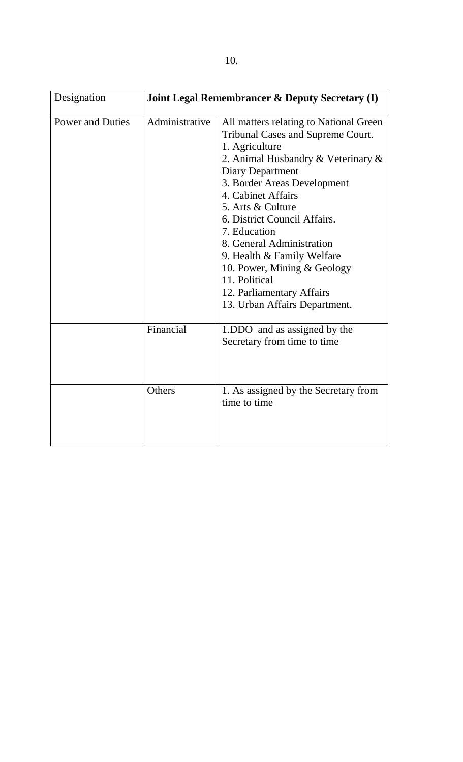| Designation | Joint Legal Remembrancer & Deputy Secretary (I) | |
|---|---|---|
| Power and Duties | Administrative | All matters relating to National Green Tribunal Cases and Supreme Court.<br>1. Agriculture<br>2. Animal Husbandry & Veterinary & Diary Department<br>3. Border Areas Development<br>4. Cabinet Affairs<br>5. Arts & Culture<br>6. District Council Affairs.<br>7. Education<br>8. General Administration<br>9. Health & Family Welfare<br>10. Power, Mining & Geology<br>11. Political<br>12. Parliamentary Affairs<br>13. Urban Affairs Department. |
| | Financial | 1.DDO and as assigned by the Secretary from time to time |
| | Others | 1. As assigned by the Secretary from time to time |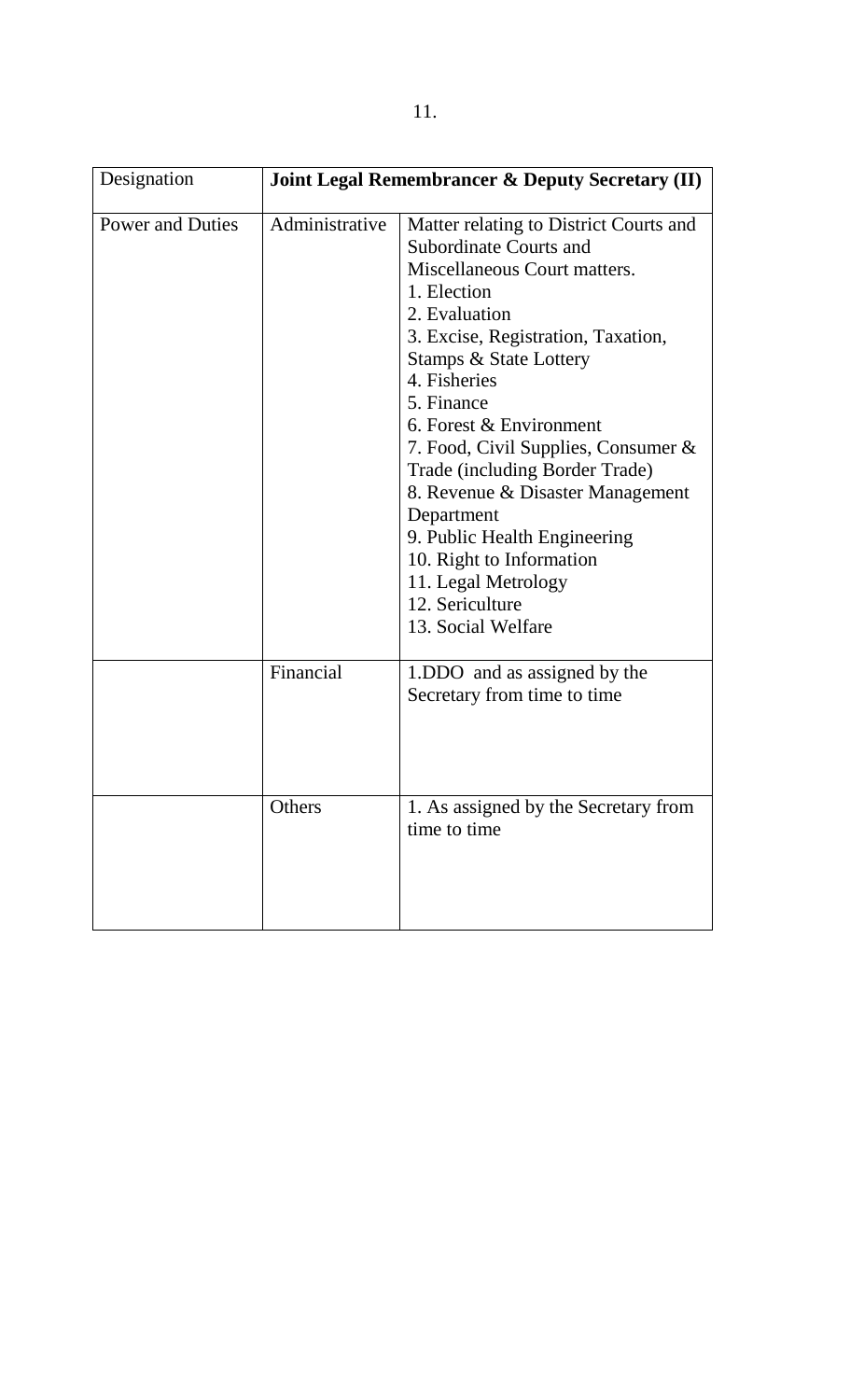| Designation | Joint Legal Remembrancer & Deputy Secretary (II) | |
|---|---|---|
| Power and Duties | Administrative | Matter relating to District Courts and Subordinate Courts and Miscellaneous Court matters.<br>1. Election<br>2. Evaluation<br>3. Excise, Registration, Taxation, Stamps & State Lottery<br>4. Fisheries<br>5. Finance<br>6. Forest & Environment<br>7. Food, Civil Supplies, Consumer & Trade (including Border Trade)<br>8. Revenue & Disaster Management Department<br>9. Public Health Engineering<br>10. Right to Information<br>11. Legal Metrology<br>12. Sericulture<br>13. Social Welfare |
| | Financial | 1.DDO and as assigned by the Secretary from time to time |
| | Others | 1. As assigned by the Secretary from time to time |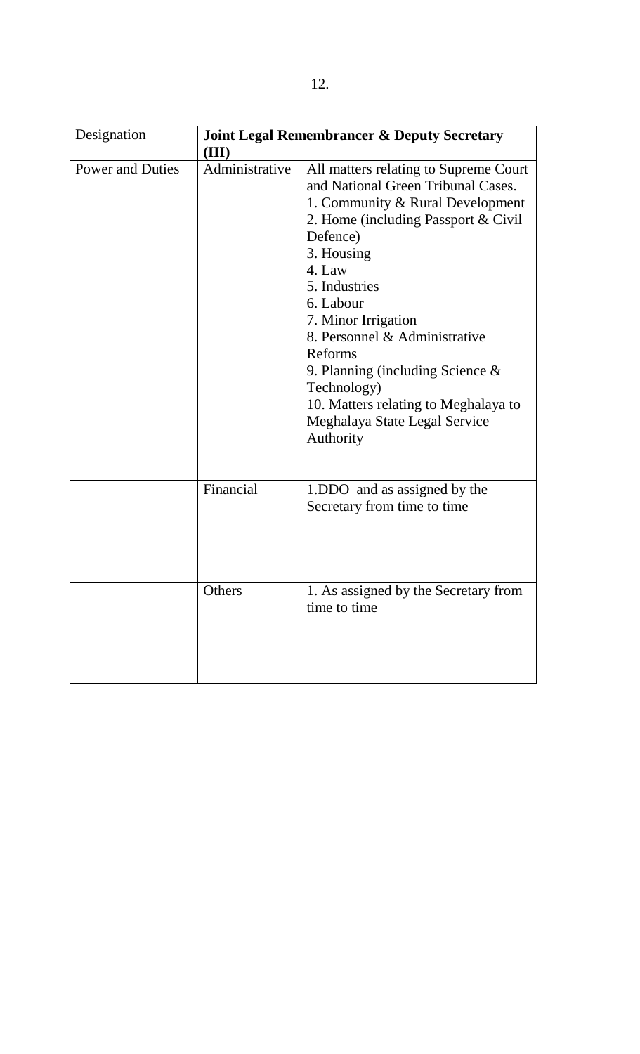| Designation | **Joint Legal Remembrancer & Deputy Secretary (III)** | |
|---|---|---|
| Power and Duties | Administrative | All matters relating to Supreme Court and National Green Tribunal Cases.<br>1. Community & Rural Development<br>2. Home (including Passport & Civil Defence)<br>3. Housing<br>4. Law<br>5. Industries<br>6. Labour<br>7. Minor Irrigation<br>8. Personnel & Administrative Reforms<br>9. Planning (including Science & Technology)<br>10. Matters relating to Meghalaya to Meghalaya State Legal Service Authority |
| | Financial | 1.DDO and as assigned by the Secretary from time to time |
| | Others | 1. As assigned by the Secretary from time to time |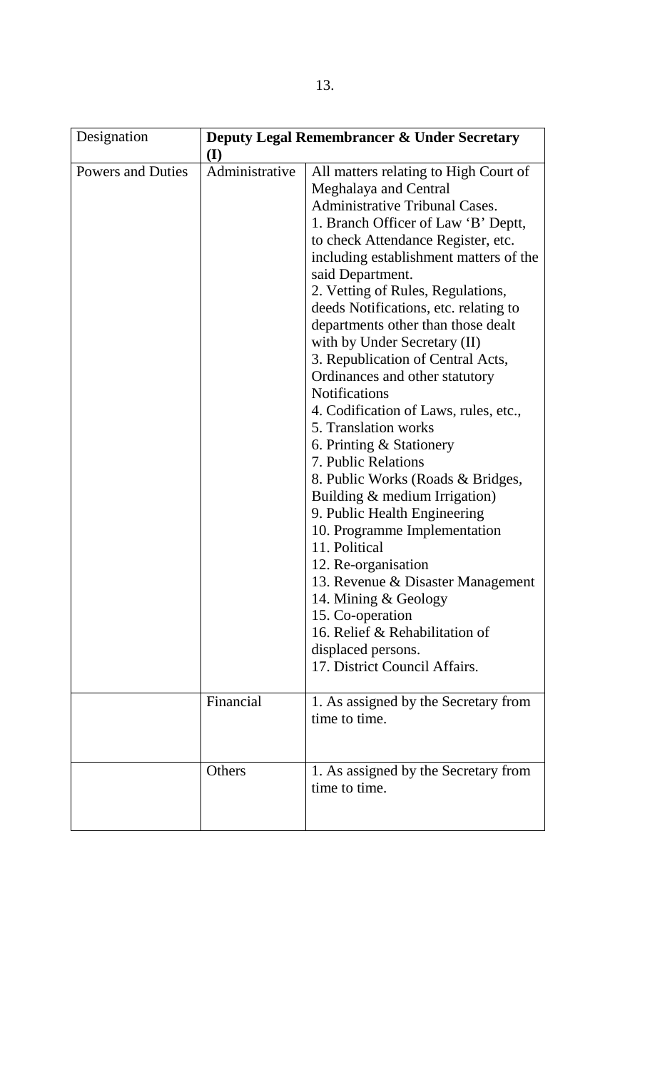| Designation | **Deputy Legal Remembrancer & Under Secretary (I)** | |
|---|---|---|
| Powers and Duties | Administrative | All matters relating to High Court of Meghalaya and Central Administrative Tribunal Cases.<br>1. Branch Officer of Law 'B' Deptt, to check Attendance Register, etc. including establishment matters of the said Department.<br>2. Vetting of Rules, Regulations, deeds Notifications, etc. relating to departments other than those dealt with by Under Secretary (II)<br>3. Republication of Central Acts, Ordinances and other statutory Notifications<br>4. Codification of Laws, rules, etc.,<br>5. Translation works<br>6. Printing & Stationery<br>7. Public Relations<br>8. Public Works (Roads & Bridges, Building & medium Irrigation)<br>9. Public Health Engineering<br>10. Programme Implementation<br>11. Political<br>12. Re-organisation<br>13. Revenue & Disaster Management<br>14. Mining & Geology<br>15. Co-operation<br>16. Relief & Rehabilitation of displaced persons.<br>17. District Council Affairs. |
| | Financial | 1. As assigned by the Secretary from time to time. |
| | Others | 1. As assigned by the Secretary from time to time. |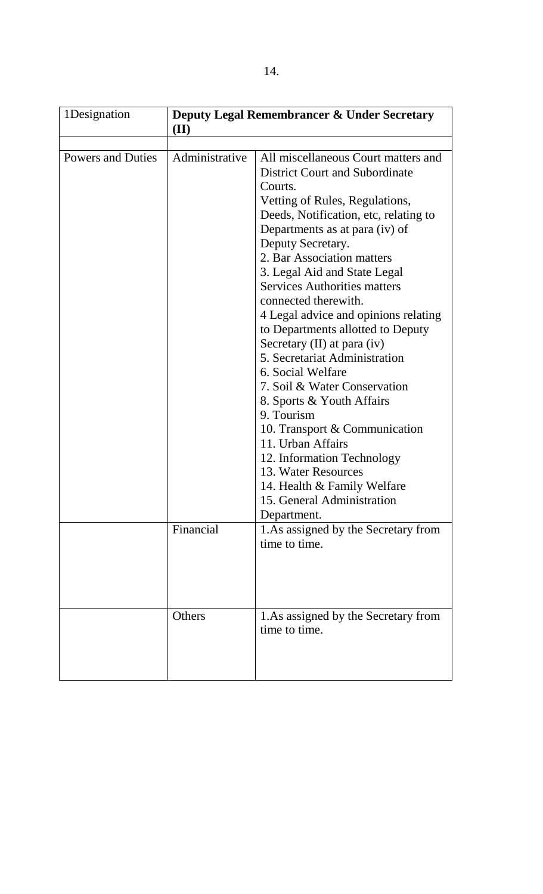| 1Designation | **Deputy Legal Remembrancer & Under Secretary (II)** | |
|---|---|---|
| | | |
| Powers and Duties | Administrative | All miscellaneous Court matters and District Court and Subordinate Courts.<br>Vetting of Rules, Regulations, Deeds, Notification, etc, relating to Departments as at para (iv) of Deputy Secretary.<br>2. Bar Association matters<br>3. Legal Aid and State Legal Services Authorities matters connected therewith.<br>4 Legal advice and opinions relating to Departments allotted to Deputy Secretary (II) at para (iv)<br>5. Secretariat Administration<br>6. Social Welfare<br>7. Soil & Water Conservation<br>8. Sports & Youth Affairs<br>9. Tourism<br>10. Transport & Communication<br>11. Urban Affairs<br>12. Information Technology<br>13. Water Resources<br>14. Health & Family Welfare<br>15. General Administration Department. |
| | Financial | 1.As assigned by the Secretary from time to time. |
| | Others | 1.As assigned by the Secretary from time to time. |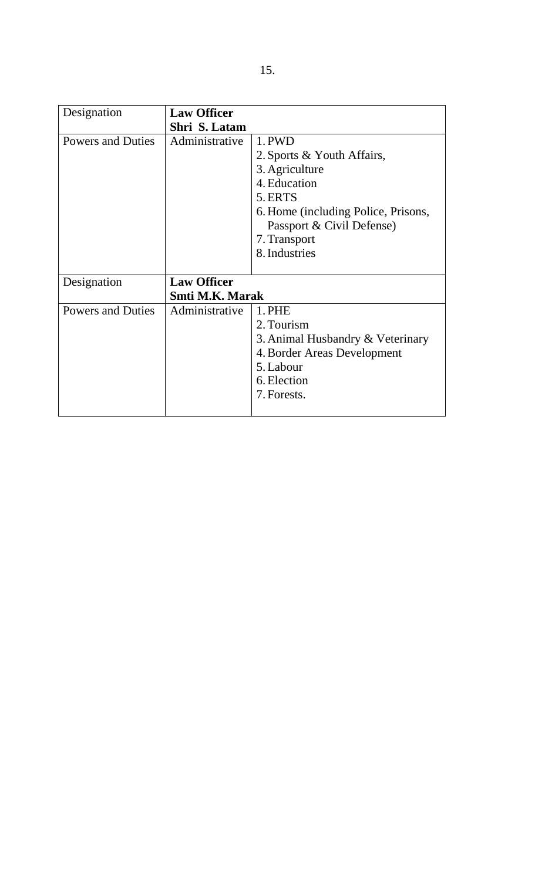| Designation | **Law Officer**<br>**Shri S. Latam** | |
|---|---|---|
| Powers and Duties | Administrative | 1. PWD<br>2. Sports & Youth Affairs,<br>3. Agriculture<br>4. Education<br>5. ERTS<br>6. Home (including Police, Prisons, Passport & Civil Defense)<br>7. Transport<br>8. Industries |
| Designation | **Law Officer**<br>**Smti M.K. Marak** | |
| Powers and Duties | Administrative | 1. PHE<br>2. Tourism<br>3. Animal Husbandry & Veterinary<br>4. Border Areas Development<br>5. Labour<br>6. Election<br>7. Forests. |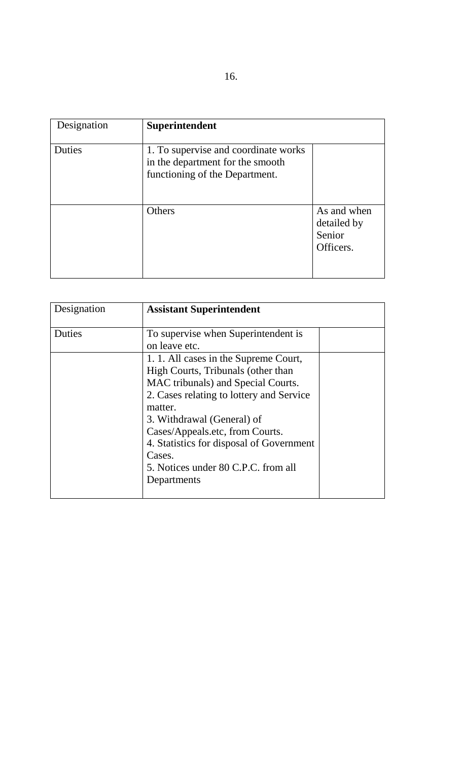| Designation | **Superintendent** | |
|---|---|---|
| Duties | 1. To supervise and coordinate works in the department for the smooth functioning of the Department. | |
| | Others | As and when detailed by Senior Officers. |

| Designation | **Assistant Superintendent** | |
|---|---|---|
| Duties | To supervise when Superintendent is on leave etc. | |
| | 1. 1. All cases in the Supreme Court, High Courts, Tribunals (other than MAC tribunals) and Special Courts.<br>2. Cases relating to lottery and Service matter.<br>3. Withdrawal (General) of Cases/Appeals.etc, from Courts.<br>4. Statistics for disposal of Government Cases.<br>5. Notices under 80 C.P.C. from all Departments | |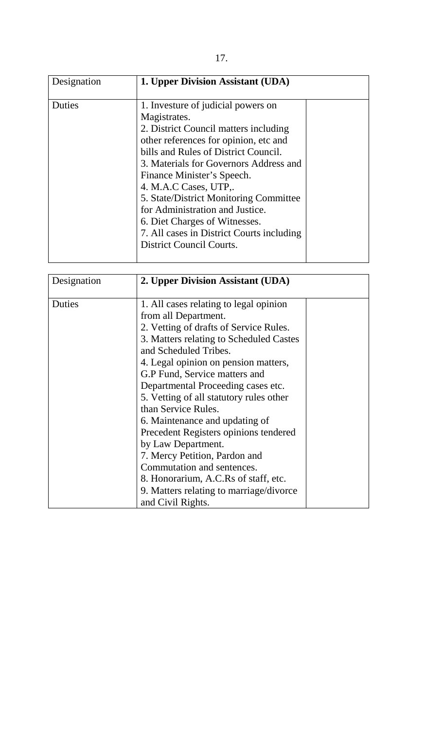| Designation | **1. Upper Division Assistant (UDA)** | |
|---|---|---|
| Duties | 1. Investure of judicial powers on Magistrates.<br>2. District Council matters including other references for opinion, etc and bills and Rules of District Council.<br>3. Materials for Governors Address and Finance Minister's Speech.<br>4. M.A.C Cases, UTP,.<br>5. State/District Monitoring Committee for Administration and Justice.<br>6. Diet Charges of Witnesses.<br>7. All cases in District Courts including District Council Courts. | |

| Designation | **2. Upper Division Assistant (UDA)** | |
|---|---|---|
| Duties | 1. All cases relating to legal opinion from all Department.<br>2. Vetting of drafts of Service Rules.<br>3. Matters relating to Scheduled Castes and Scheduled Tribes.<br>4. Legal opinion on pension matters, G.P Fund, Service matters and Departmental Proceeding cases etc.<br>5. Vetting of all statutory rules other than Service Rules.<br>6. Maintenance and updating of Precedent Registers opinions tendered by Law Department.<br>7. Mercy Petition, Pardon and Commutation and sentences.<br>8. Honorarium, A.C.Rs of staff, etc.<br>9. Matters relating to marriage/divorce and Civil Rights. | |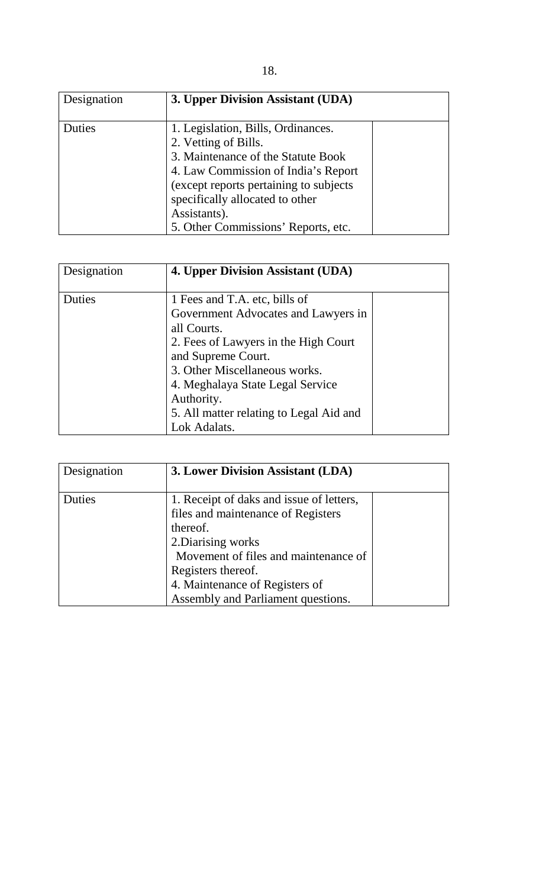| Designation | **3. Upper Division Assistant (UDA)** | |
|---|---|---|
| Duties | 1. Legislation, Bills, Ordinances.<br>2. Vetting of Bills.<br>3. Maintenance of the Statute Book<br>4. Law Commission of India's Report (except reports pertaining to subjects specifically allocated to other Assistants).<br>5. Other Commissions' Reports, etc. | |

| Designation | **4. Upper Division Assistant (UDA)** | |
|---|---|---|
| Duties | 1 Fees and T.A. etc, bills of Government Advocates and Lawyers in all Courts.<br>2. Fees of Lawyers in the High Court and Supreme Court.<br>3. Other Miscellaneous works.<br>4. Meghalaya State Legal Service Authority.<br>5. All matter relating to Legal Aid and Lok Adalats. | |

| Designation | **3. Lower Division Assistant (LDA)** | |
|---|---|---|
| Duties | 1. Receipt of daks and issue of letters, files and maintenance of Registers thereof.<br>2.Diarising works<br>Movement of files and maintenance of Registers thereof.<br>4. Maintenance of Registers of Assembly and Parliament questions. | |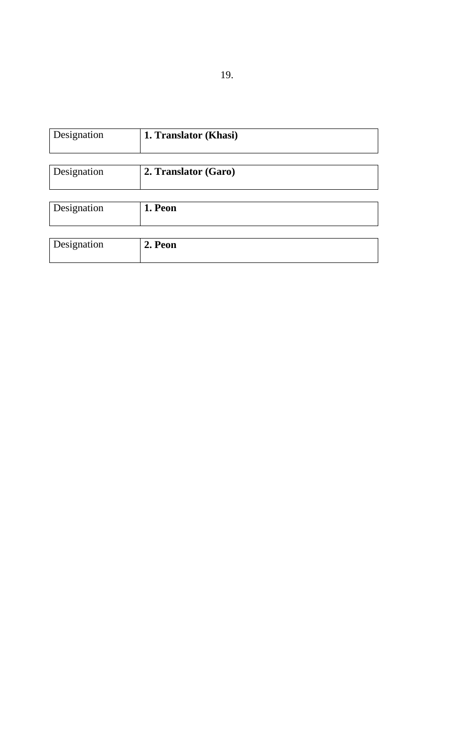| Designation | **1. Translator (Khasi)** |
| --- | --- |

| Designation | **2. Translator (Garo)** |
| --- | --- |

| Designation | **1. Peon** |
| --- | --- |

| Designation | **2. Peon** |
| --- | --- |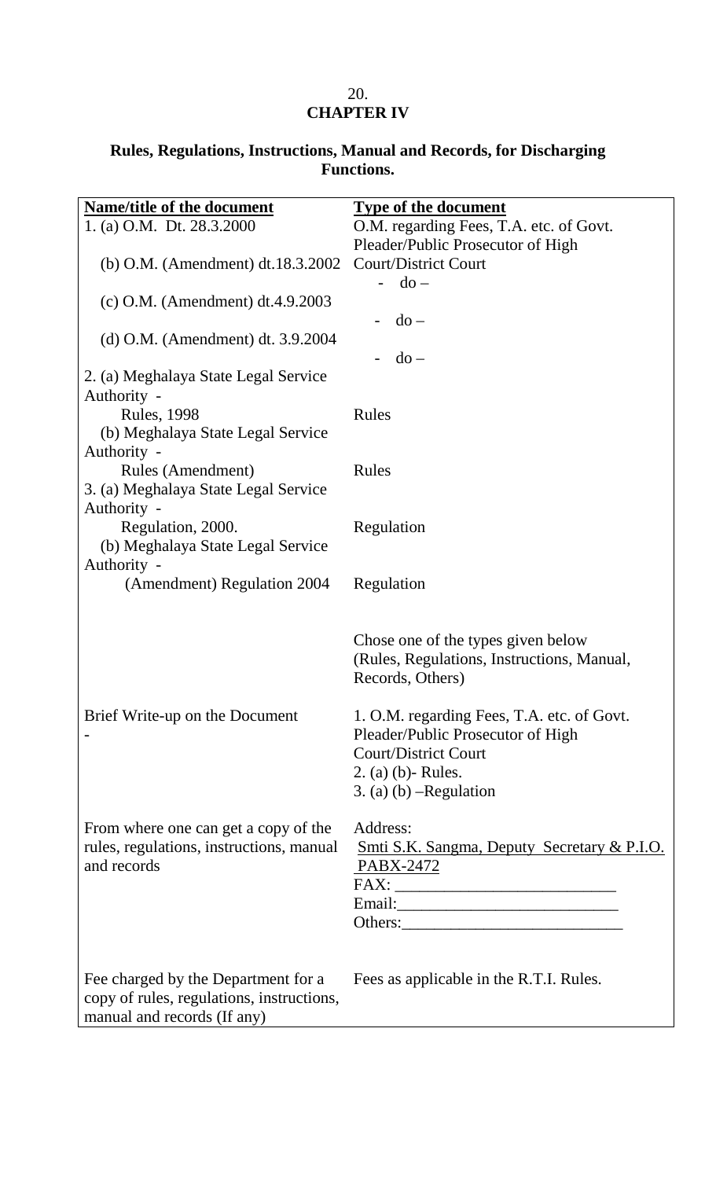# CHAPTER IV

## Rules, Regulations, Instructions, Manual and Records, for Discharging Functions.

| **Name/title of the document** | **Type of the document** |
| --- | --- |
| 1. (a) O.M. Dt. 28.3.2000 | O.M. regarding Fees, T.A. etc. of Govt. Pleader/Public Prosecutor of High Court/District Court |
| (b) O.M. (Amendment) dt.18.3.2002 | - do – |
| (c) O.M. (Amendment) dt.4.9.2003 | - do – |
| (d) O.M. (Amendment) dt. 3.9.2004 | - do – |
| 2. (a) Meghalaya State Legal Service Authority - Rules, 1998 | Rules |
| (b) Meghalaya State Legal Service Authority - Rules (Amendment) | Rules |
| 3. (a) Meghalaya State Legal Service Authority - Regulation, 2000. | Regulation |
| (b) Meghalaya State Legal Service Authority - (Amendment) Regulation 2004 | Regulation |
| | Chose one of the types given below (Rules, Regulations, Instructions, Manual, Records, Others) |
| Brief Write-up on the Document - | 1. O.M. regarding Fees, T.A. etc. of Govt. Pleader/Public Prosecutor of High Court/District Court<br>2. (a) (b)- Rules.<br>3. (a) (b) –Regulation |
| From where one can get a copy of the rules, regulations, instructions, manual and records | Address:<br>Smti S.K. Sangma, Deputy Secretary & P.I.O.<br>PABX-2472<br>FAX: ____________<br>Email:____________<br>Others:____________ |
| Fee charged by the Department for a copy of rules, regulations, instructions, manual and records (If any) | Fees as applicable in the R.T.I. Rules. |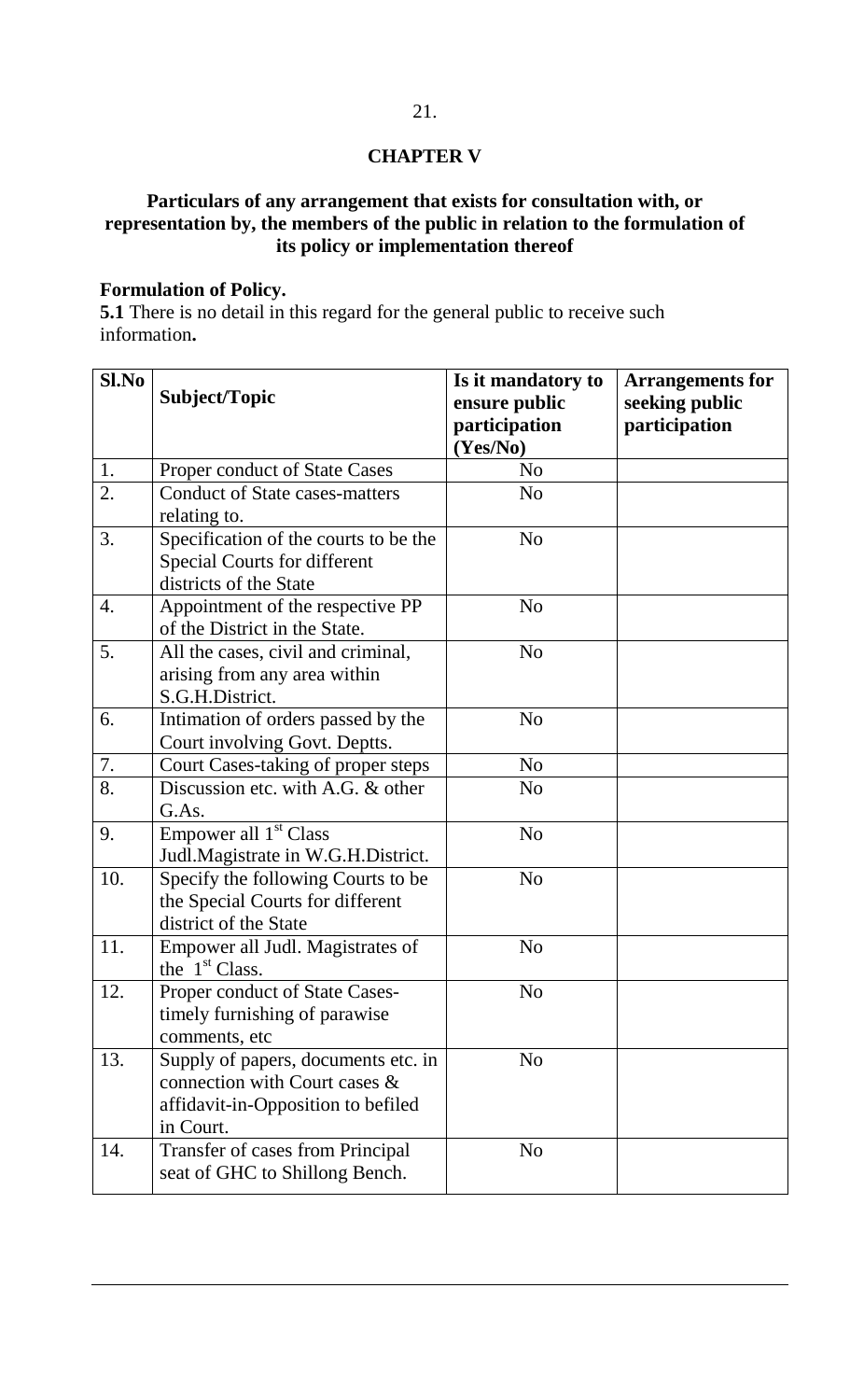## CHAPTER V

### Particulars of any arrangement that exists for consultation with, or representation by, the members of the public in relation to the formulation of its policy or implementation thereof

**Formulation of Policy.**

**5.1** There is no detail in this regard for the general public to receive such information**.**

| Sl.No | Subject/Topic | Is it mandatory to ensure public participation (Yes/No) | Arrangements for seeking public participation |
|---|---|---|---|
| 1. | Proper conduct of State Cases | No | |
| 2. | Conduct of State cases-matters relating to. | No | |
| 3. | Specification of the courts to be the Special Courts for different districts of the State | No | |
| 4. | Appointment of the respective PP of the District in the State. | No | |
| 5. | All the cases, civil and criminal, arising from any area within S.G.H.District. | No | |
| 6. | Intimation of orders passed by the Court involving Govt. Deptts. | No | |
| 7. | Court Cases-taking of proper steps | No | |
| 8. | Discussion etc. with A.G. & other G.As. | No | |
| 9. | Empower all 1st Class Judl.Magistrate in W.G.H.District. | No | |
| 10. | Specify the following Courts to be the Special Courts for different district of the State | No | |
| 11. | Empower all Judl. Magistrates of the 1st Class. | No | |
| 12. | Proper conduct of State Cases-timely furnishing of parawise comments, etc | No | |
| 13. | Supply of papers, documents etc. in connection with Court cases & affidavit-in-Opposition to befiled in Court. | No | |
| 14. | Transfer of cases from Principal seat of GHC to Shillong Bench. | No | |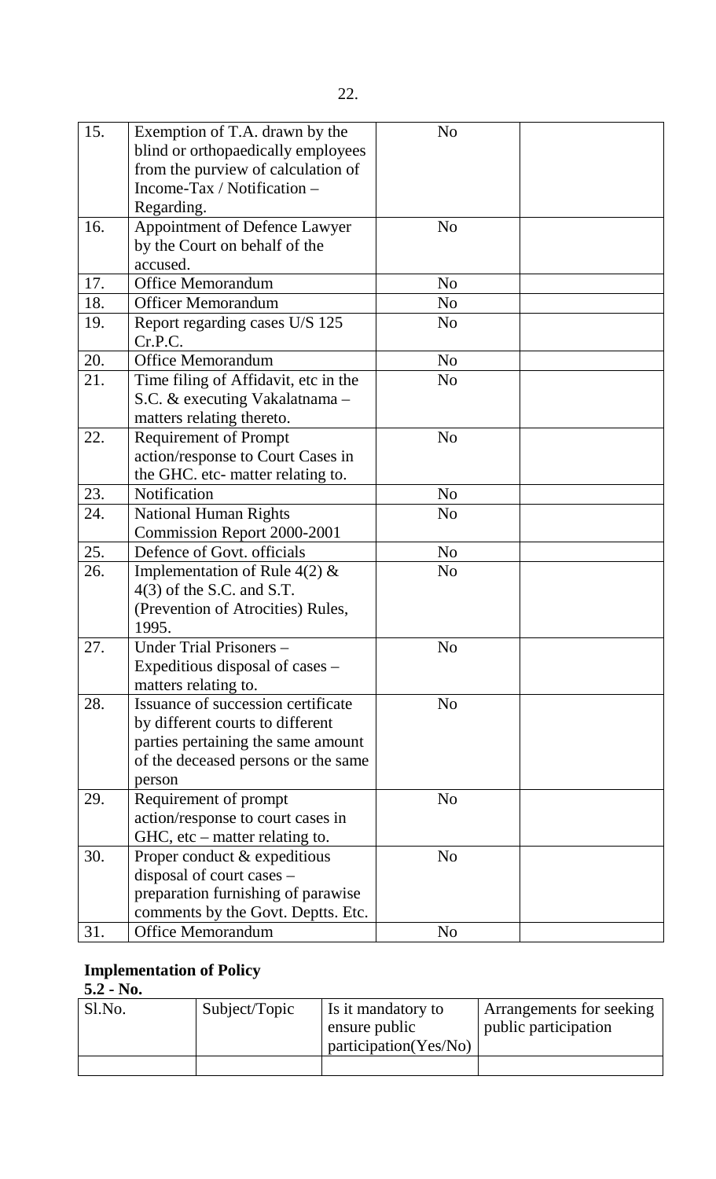| 15. | Exemption of T.A. drawn by the blind or orthopaedically employees from the purview of calculation of Income-Tax / Notification – Regarding. | No | |
|---|---|---|---|
| 16. | Appointment of Defence Lawyer by the Court on behalf of the accused. | No | |
| 17. | Office Memorandum | No | |
| 18. | Officer Memorandum | No | |
| 19. | Report regarding cases U/S 125 Cr.P.C. | No | |
| 20. | Office Memorandum | No | |
| 21. | Time filing of Affidavit, etc in the S.C. & executing Vakalatnama – matters relating thereto. | No | |
| 22. | Requirement of Prompt action/response to Court Cases in the GHC. etc- matter relating to. | No | |
| 23. | Notification | No | |
| 24. | National Human Rights Commission Report 2000-2001 | No | |
| 25. | Defence of Govt. officials | No | |
| 26. | Implementation of Rule 4(2) & 4(3) of the S.C. and S.T. (Prevention of Atrocities) Rules, 1995. | No | |
| 27. | Under Trial Prisoners – Expeditious disposal of cases – matters relating to. | No | |
| 28. | Issuance of succession certificate by different courts to different parties pertaining the same amount of the deceased persons or the same person | No | |
| 29. | Requirement of prompt action/response to court cases in GHC, etc – matter relating to. | No | |
| 30. | Proper conduct & expeditious disposal of court cases – preparation furnishing of parawise comments by the Govt. Deptts. Etc. | No | |
| 31. | Office Memorandum | No | |

**Implementation of Policy**

**5.2 - No.**

| Sl.No. | Subject/Topic | Is it mandatory to ensure public participation(Yes/No) | Arrangements for seeking public participation |
|---|---|---|---|
| | | | |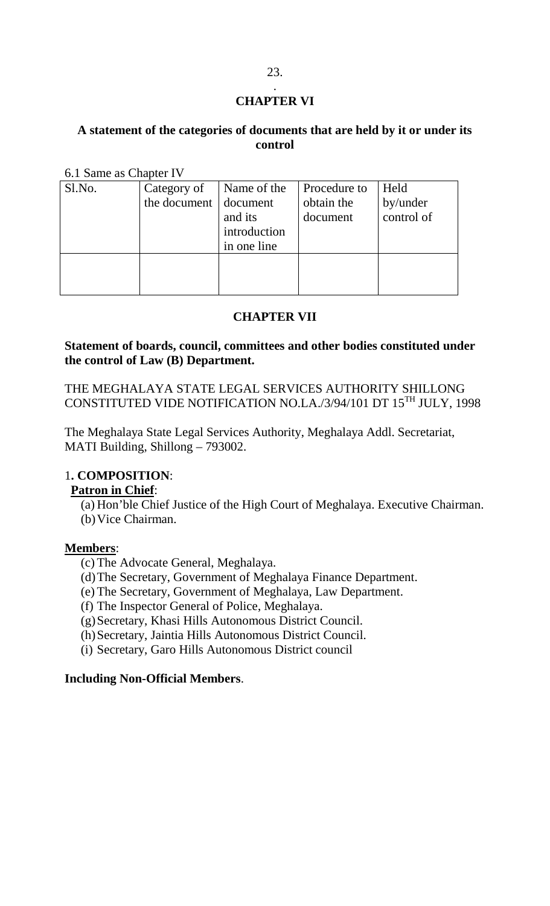## CHAPTER VI

**A statement of the categories of documents that are held by it or under its control**

6.1 Same as Chapter IV

| Sl.No. | Category of the document | Name of the document and its introduction in one line | Procedure to obtain the document | Held by/under control of |
|---|---|---|---|---|
| | | | | |

## CHAPTER VII

**Statement of boards, council, committees and other bodies constituted under the control of Law (B) Department.**

THE MEGHALAYA STATE LEGAL SERVICES AUTHORITY SHILLONG CONSTITUTED VIDE NOTIFICATION NO.LA./3/94/101 DT 15TH JULY, 1998

The Meghalaya State Legal Services Authority, Meghalaya Addl. Secretariat, MATI Building, Shillong – 793002.

1**. COMPOSITION**:

**Patron in Chief**:

(a) Hon'ble Chief Justice of the High Court of Meghalaya. Executive Chairman.
(b) Vice Chairman.

**Members**:

(c) The Advocate General, Meghalaya.
(d) The Secretary, Government of Meghalaya Finance Department.
(e) The Secretary, Government of Meghalaya, Law Department.
(f) The Inspector General of Police, Meghalaya.
(g) Secretary, Khasi Hills Autonomous District Council.
(h) Secretary, Jaintia Hills Autonomous District Council.
(i) Secretary, Garo Hills Autonomous District council

**Including Non-Official Members**.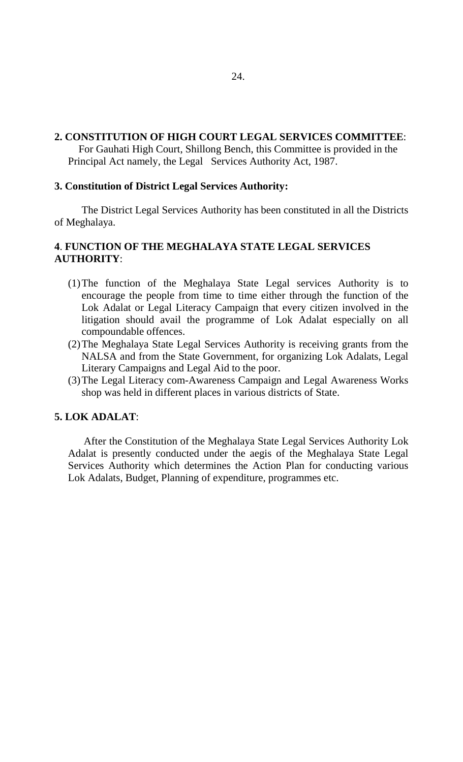**2. CONSTITUTION OF HIGH COURT LEGAL SERVICES COMMITTEE**:

For Gauhati High Court, Shillong Bench, this Committee is provided in the Principal Act namely, the Legal Services Authority Act, 1987.

**3. Constitution of District Legal Services Authority:**

The District Legal Services Authority has been constituted in all the Districts of Meghalaya.

**4. FUNCTION OF THE MEGHALAYA STATE LEGAL SERVICES AUTHORITY**:

(1) The function of the Meghalaya State Legal services Authority is to encourage the people from time to time either through the function of the Lok Adalat or Legal Literacy Campaign that every citizen involved in the litigation should avail the programme of Lok Adalat especially on all compoundable offences.

(2) The Meghalaya State Legal Services Authority is receiving grants from the NALSA and from the State Government, for organizing Lok Adalats, Legal Literary Campaigns and Legal Aid to the poor.

(3) The Legal Literacy com-Awareness Campaign and Legal Awareness Works shop was held in different places in various districts of State.

**5. LOK ADALAT**:

After the Constitution of the Meghalaya State Legal Services Authority Lok Adalat is presently conducted under the aegis of the Meghalaya State Legal Services Authority which determines the Action Plan for conducting various Lok Adalats, Budget, Planning of expenditure, programmes etc.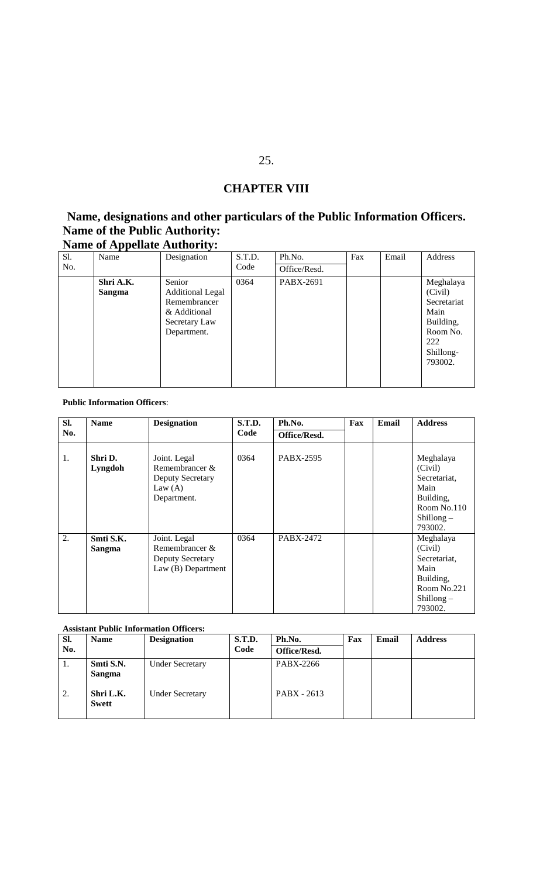# CHAPTER VIII

## Name, designations and other particulars of the Public Information Officers.

## Name of the Public Authority:

## Name of Appellate Authority:

| Sl. No. | Name | Designation | S.T.D. Code | Ph.No. Office/Resd. | Fax | Email | Address |
|---|---|---|---|---|---|---|---|
| | **Shri A.K. Sangma** | Senior Additional Legal Remembrancer & Additional Secretary Law Department. | 0364 | PABX-2691 | | | Meghalaya (Civil) Secretariat Main Building, Room No. 222 Shillong-793002. |

**Public Information Officers**:

| Sl. No. | Name | Designation | S.T.D. Code | Ph.No. Office/Resd. | Fax | Email | Address |
|---|---|---|---|---|---|---|---|
| 1. | **Shri D. Lyngdoh** | Joint. Legal Remembrancer & Deputy Secretary Law (A) Department. | 0364 | PABX-2595 | | | Meghalaya (Civil) Secretariat, Main Building, Room No.110 Shillong – 793002. |
| 2. | **Smti S.K. Sangma** | Joint. Legal Remembrancer & Deputy Secretary Law (B) Department | 0364 | PABX-2472 | | | Meghalaya (Civil) Secretariat, Main Building, Room No.221 Shillong – 793002. |

**Assistant Public Information Officers:**

| Sl. No. | Name | Designation | S.T.D. Code | Ph.No. Office/Resd. | Fax | Email | Address |
|---|---|---|---|---|---|---|---|
| 1. | **Smti S.N. Sangma** | Under Secretary | | PABX-2266 | | | |
| 2. | **Shri L.K. Swett** | Under Secretary | | PABX - 2613 | | | |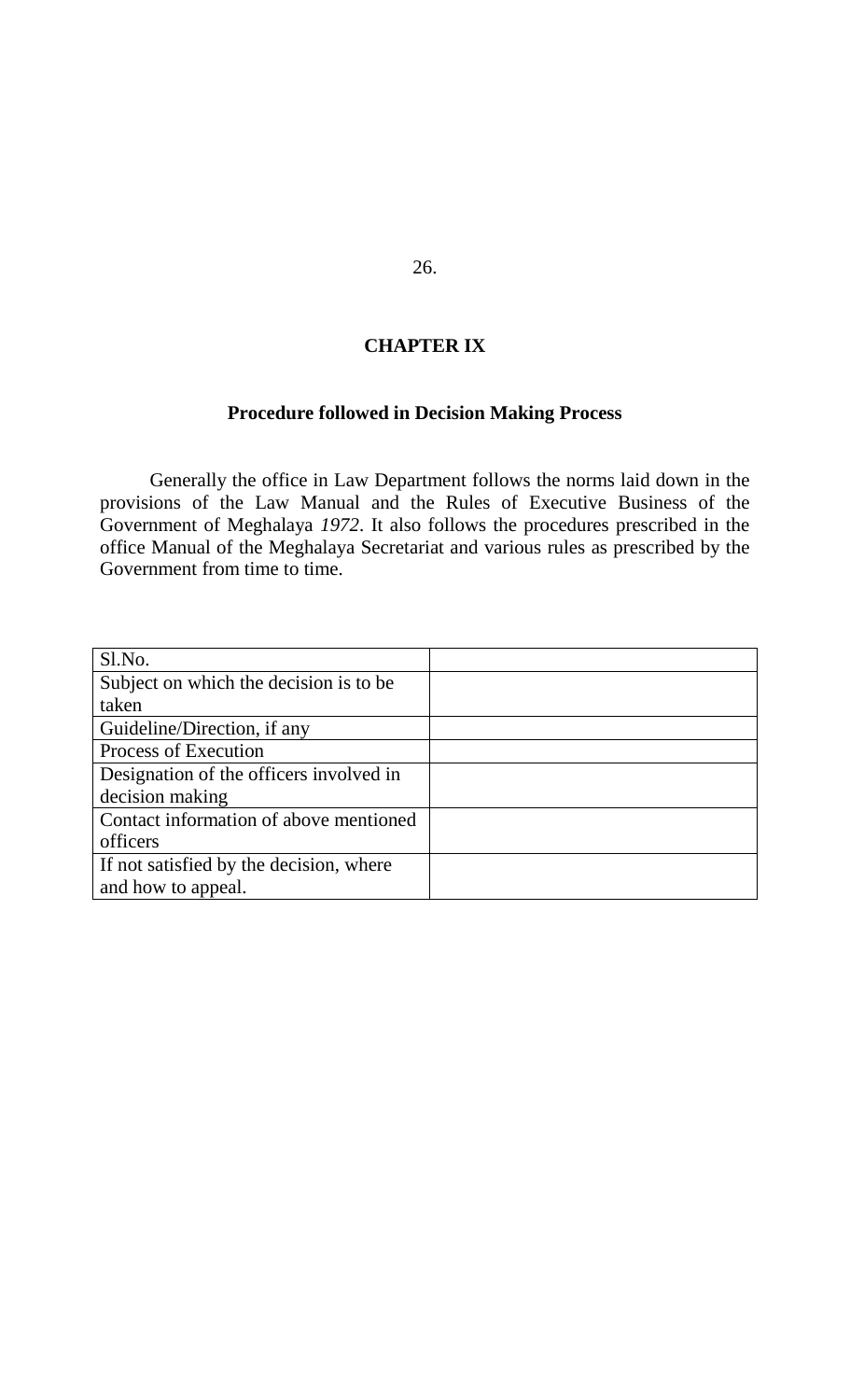# CHAPTER IX

## Procedure followed in Decision Making Process

Generally the office in Law Department follows the norms laid down in the provisions of the Law Manual and the Rules of Executive Business of the Government of Meghalaya *1972*. It also follows the procedures prescribed in the office Manual of the Meghalaya Secretariat and various rules as prescribed by the Government from time to time.

| Sl.No. | |
|---|---|
| Subject on which the decision is to be taken | |
| Guideline/Direction, if any | |
| Process of Execution | |
| Designation of the officers involved in decision making | |
| Contact information of above mentioned officers | |
| If not satisfied by the decision, where and how to appeal. | |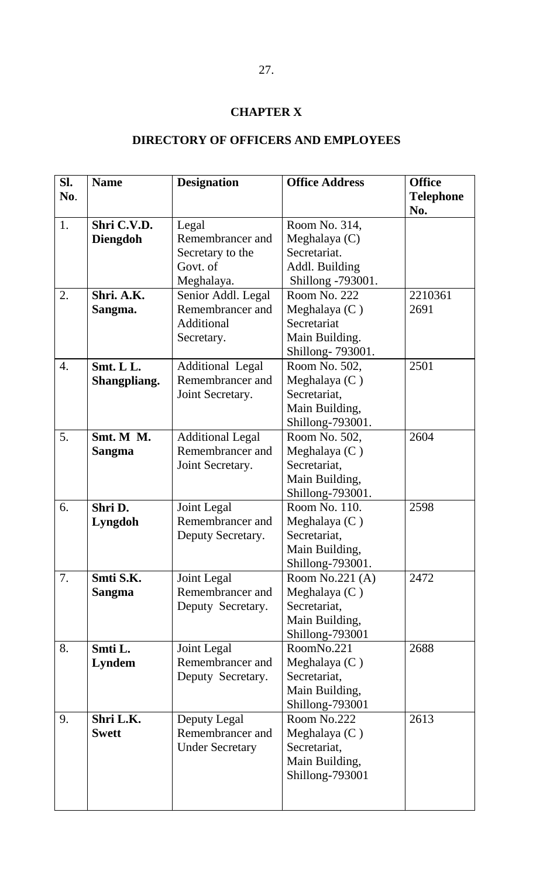# CHAPTER X

## DIRECTORY OF OFFICERS AND EMPLOYEES

| Sl. No. | Name | Designation | Office Address | Office Telephone No. |
|---|---|---|---|---|
| 1. | **Shri C.V.D. Diengdoh** | Legal Remembrancer and Secretary to the Govt. of Meghalaya. | Room No. 314, Meghalaya (C) Secretariat. Addl. Building Shillong -793001. | |
| 2. | **Shri. A.K. Sangma.** | Senior Addl. Legal Remembrancer and Additional Secretary. | Room No. 222 Meghalaya (C ) Secretariat Main Building. Shillong- 793001. | 2210361 2691 |
| 4. | **Smt. L L. Shangpliang.** | Additional Legal Remembrancer and Joint Secretary. | Room No. 502, Meghalaya (C ) Secretariat, Main Building, Shillong-793001. | 2501 |
| 5. | **Smt. M M. Sangma** | Additional Legal Remembrancer and Joint Secretary. | Room No. 502, Meghalaya (C ) Secretariat, Main Building, Shillong-793001. | 2604 |
| 6. | **Shri D. Lyngdoh** | Joint Legal Remembrancer and Deputy Secretary. | Room No. 110. Meghalaya (C ) Secretariat, Main Building, Shillong-793001. | 2598 |
| 7. | **Smti S.K. Sangma** | Joint Legal Remembrancer and Deputy Secretary. | Room No.221 (A) Meghalaya (C ) Secretariat, Main Building, Shillong-793001 | 2472 |
| 8. | **Smti L. Lyndem** | Joint Legal Remembrancer and Deputy Secretary. | RoomNo.221 Meghalaya (C ) Secretariat, Main Building, Shillong-793001 | 2688 |
| 9. | **Shri L.K. Swett** | Deputy Legal Remembrancer and Under Secretary | Room No.222 Meghalaya (C ) Secretariat, Main Building, Shillong-793001 | 2613 |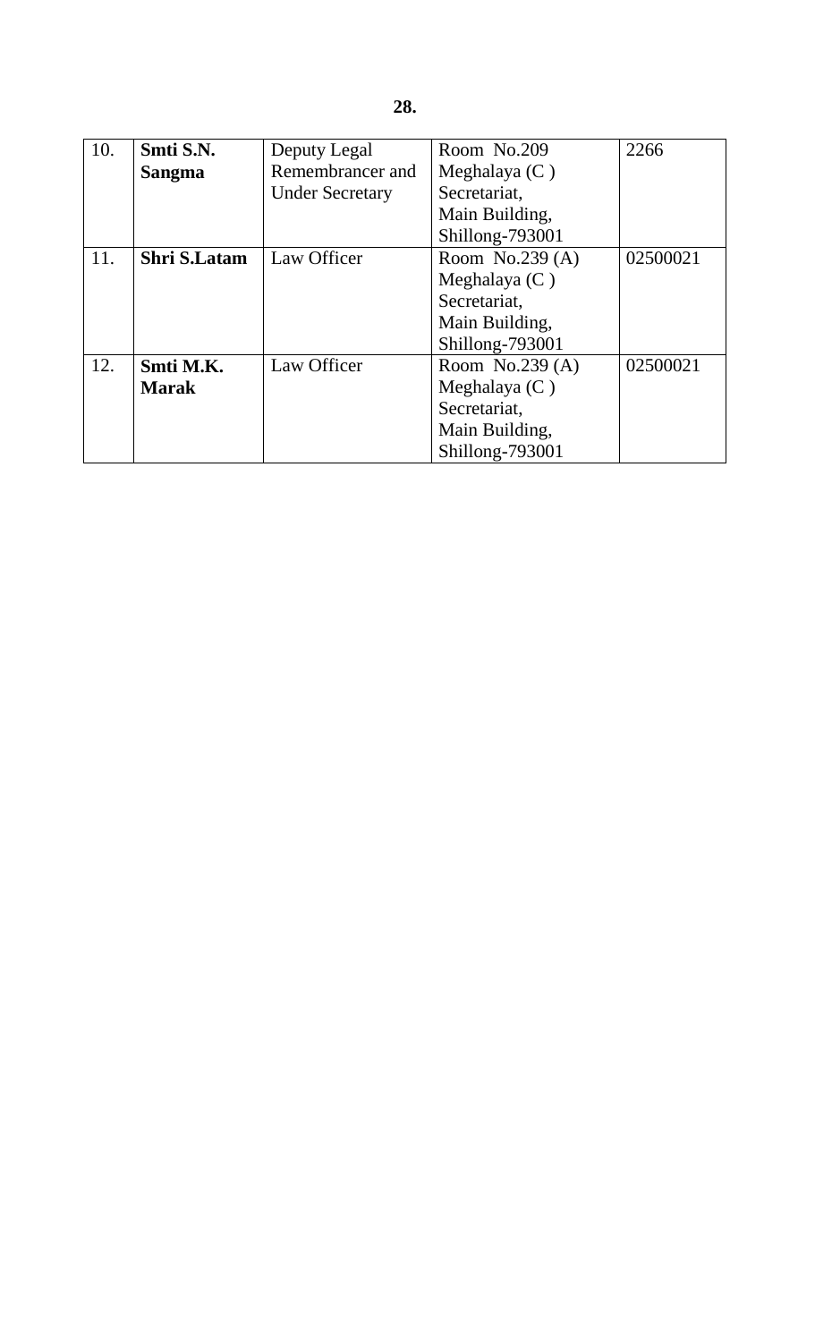| 10. | **Smti S.N. Sangma** | Deputy Legal Remembrancer and Under Secretary | Room No.209 Meghalaya (C ) Secretariat, Main Building, Shillong-793001 | 2266 |
|---|---|---|---|---|
| 11. | **Shri S.Latam** | Law Officer | Room No.239 (A) Meghalaya (C ) Secretariat, Main Building, Shillong-793001 | 02500021 |
| 12. | **Smti M.K. Marak** | Law Officer | Room No.239 (A) Meghalaya (C ) Secretariat, Main Building, Shillong-793001 | 02500021 |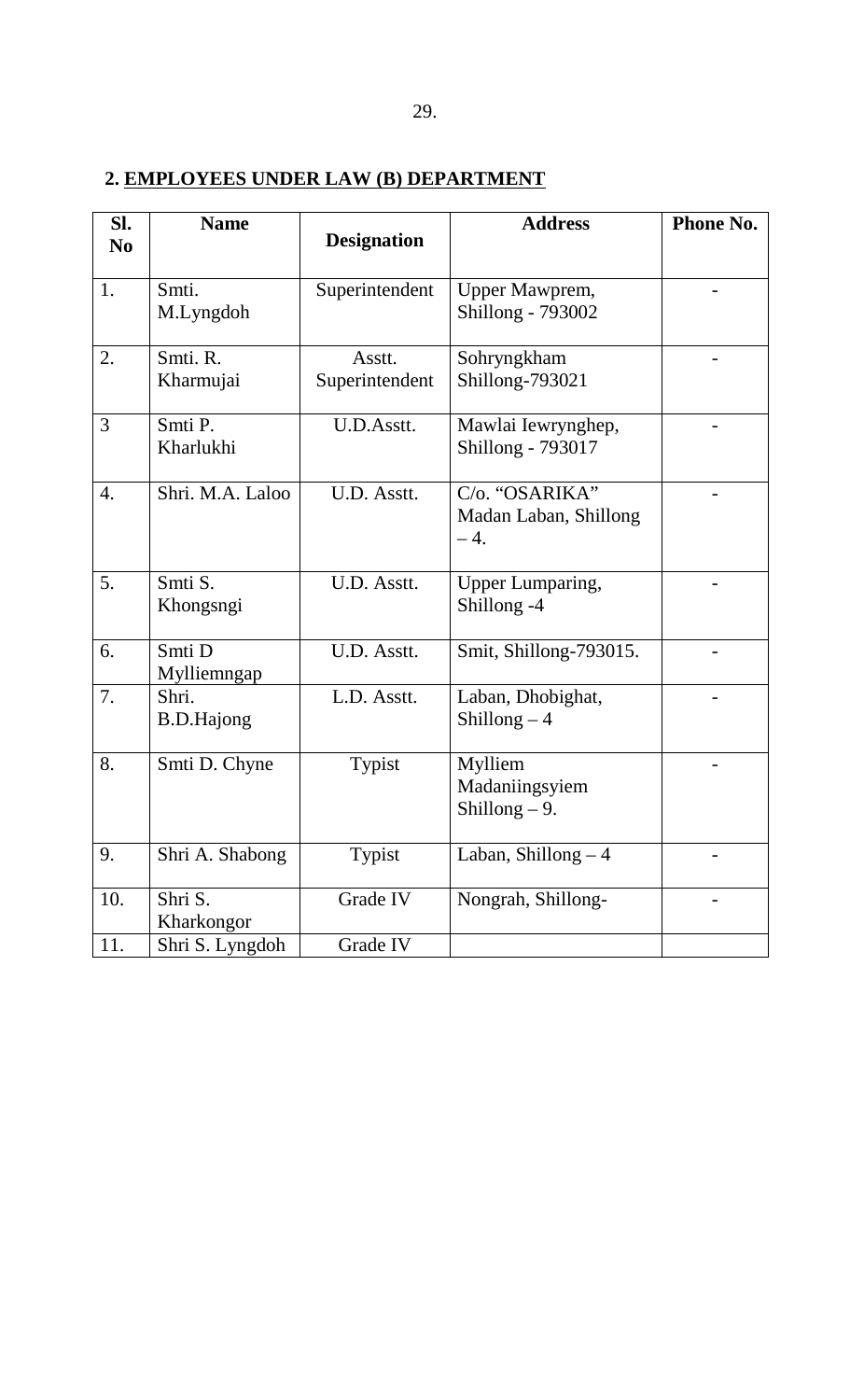## 2. EMPLOYEES UNDER LAW (B) DEPARTMENT

| Sl. No | Name | Designation | Address | Phone No. |
|---|---|---|---|---|
| 1. | Smti. M.Lyngdoh | Superintendent | Upper Mawprem, Shillong - 793002 | - |
| 2. | Smti. R. Kharmujai | Asstt. Superintendent | Sohryngkham Shillong-793021 | - |
| 3 | Smti P. Kharlukhi | U.D.Asstt. | Mawlai Iewrynghep, Shillong - 793017 | - |
| 4. | Shri. M.A. Laloo | U.D. Asstt. | C/o. "OSARIKA" Madan Laban, Shillong – 4. | - |
| 5. | Smti S. Khongsngi | U.D. Asstt. | Upper Lumparing, Shillong -4 | - |
| 6. | Smti D Mylliemngap | U.D. Asstt. | Smit, Shillong-793015. | - |
| 7. | Shri. B.D.Hajong | L.D. Asstt. | Laban, Dhobighat, Shillong – 4 | - |
| 8. | Smti D. Chyne | Typist | Mylliem Madaniingsyiem Shillong – 9. | - |
| 9. | Shri A. Shabong | Typist | Laban, Shillong – 4 | - |
| 10. | Shri S. Kharkongor | Grade IV | Nongrah, Shillong- | - |
| 11. | Shri S. Lyngdoh | Grade IV | | |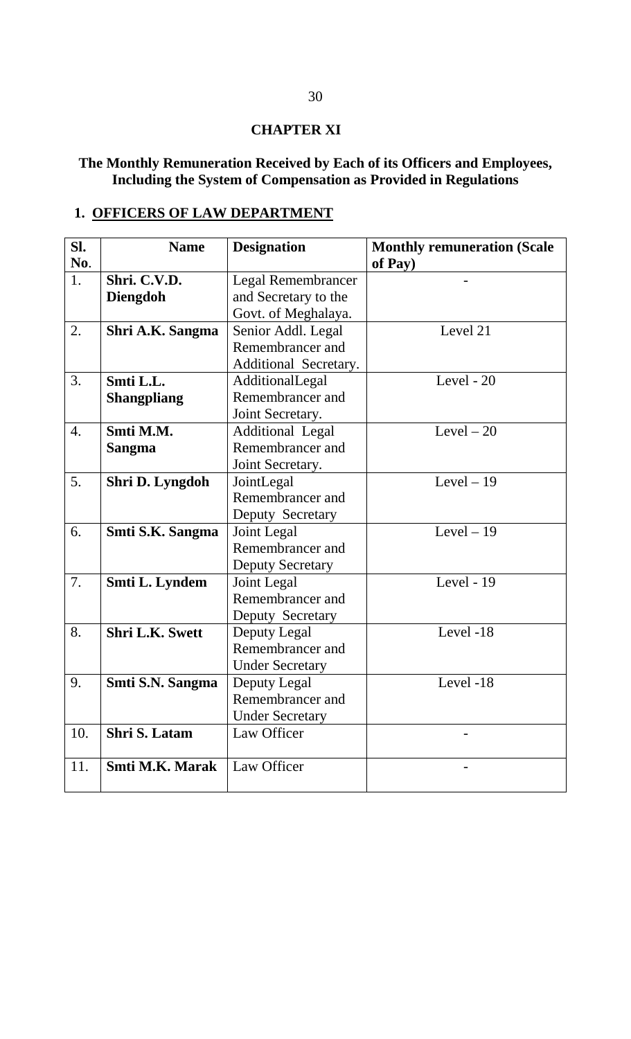## CHAPTER XI

### The Monthly Remuneration Received by Each of its Officers and Employees, Including the System of Compensation as Provided in Regulations

### 1. OFFICERS OF LAW DEPARTMENT

| Sl. No. | Name | Designation | Monthly remuneration (Scale of Pay) |
|---|---|---|---|
| 1. | **Shri. C.V.D. Diengdoh** | Legal Remembrancer and Secretary to the Govt. of Meghalaya. | - |
| 2. | **Shri A.K. Sangma** | Senior Addl. Legal Remembrancer and Additional Secretary. | Level 21 |
| 3. | **Smti L.L. Shangpliang** | AdditionalLegal Remembrancer and Joint Secretary. | Level - 20 |
| 4. | **Smti M.M. Sangma** | Additional Legal Remembrancer and Joint Secretary. | Level – 20 |
| 5. | **Shri D. Lyngdoh** | JointLegal Remembrancer and Deputy Secretary | Level – 19 |
| 6. | **Smti S.K. Sangma** | Joint Legal Remembrancer and Deputy Secretary | Level – 19 |
| 7. | **Smti L. Lyndem** | Joint Legal Remembrancer and Deputy Secretary | Level - 19 |
| 8. | **Shri L.K. Swett** | Deputy Legal Remembrancer and Under Secretary | Level -18 |
| 9. | **Smti S.N. Sangma** | Deputy Legal Remembrancer and Under Secretary | Level -18 |
| 10. | **Shri S. Latam** | Law Officer | - |
| 11. | **Smti M.K. Marak** | Law Officer | - |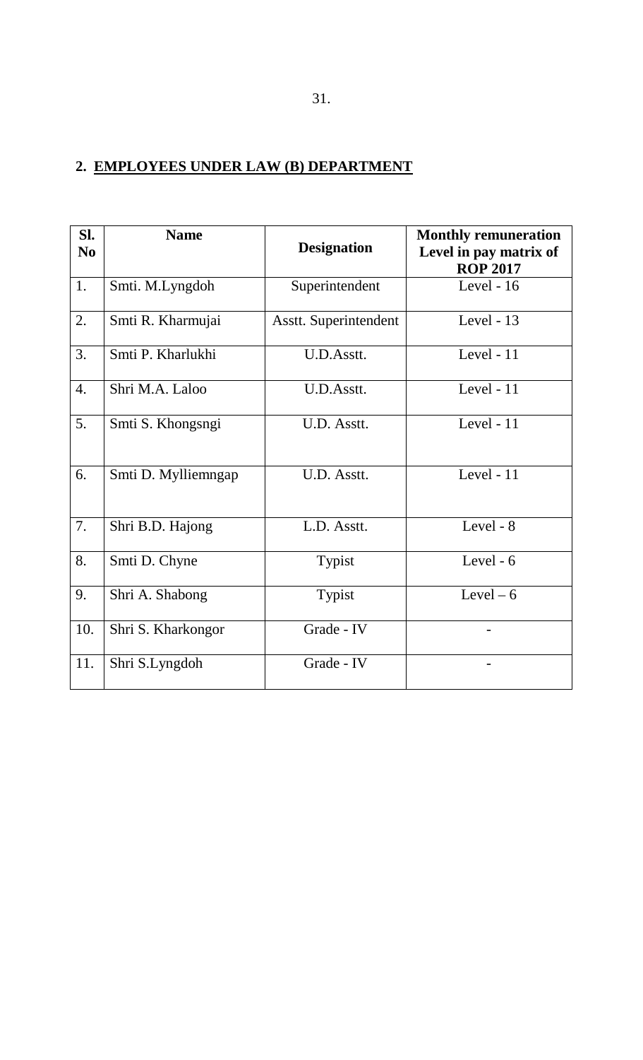## 2. EMPLOYEES UNDER LAW (B) DEPARTMENT

| Sl. No | Name | Designation | Monthly remuneration Level in pay matrix of ROP 2017 |
|---|---|---|---|
| 1. | Smti. M.Lyngdoh | Superintendent | Level - 16 |
| 2. | Smti R. Kharmujai | Asstt. Superintendent | Level - 13 |
| 3. | Smti P. Kharlukhi | U.D.Asstt. | Level - 11 |
| 4. | Shri M.A. Laloo | U.D.Asstt. | Level - 11 |
| 5. | Smti S. Khongsngi | U.D. Asstt. | Level - 11 |
| 6. | Smti D. Mylliemngap | U.D. Asstt. | Level - 11 |
| 7. | Shri B.D. Hajong | L.D. Asstt. | Level - 8 |
| 8. | Smti D. Chyne | Typist | Level - 6 |
| 9. | Shri A. Shabong | Typist | Level – 6 |
| 10. | Shri S. Kharkongor | Grade - IV | - |
| 11. | Shri S.Lyngdoh | Grade - IV | - |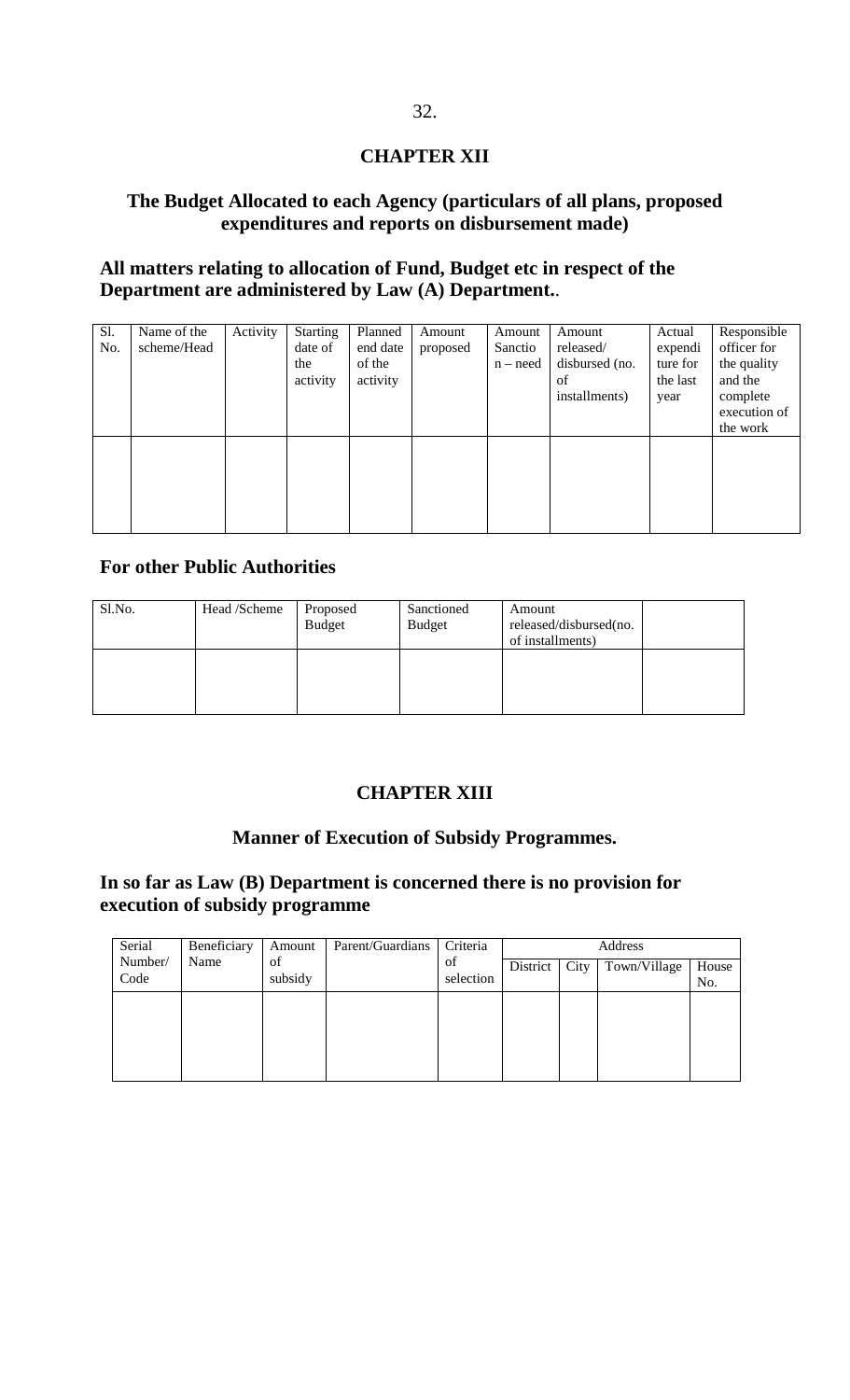## CHAPTER XII

### The Budget Allocated to each Agency (particulars of all plans, proposed expenditures and reports on disbursement made)

**All matters relating to allocation of Fund, Budget etc in respect of the Department are administered by Law (A) Department.**.

| Sl. No. | Name of the scheme/Head | Activity | Starting date of the activity | Planned end date of the activity | Amount proposed | Amount Sanctio n – need | Amount released/ disbursed (no. of installments) | Actual expendi ture for the last year | Responsible officer for the quality and the complete execution of the work |
|---|---|---|---|---|---|---|---|---|---|
| | | | | | | | | | |

**For other Public Authorities**

| Sl.No. | Head /Scheme | Proposed Budget | Sanctioned Budget | Amount released/disbursed(no. of installments) | |
|---|---|---|---|---|---|
| | | | | | |

## CHAPTER XIII

### Manner of Execution of Subsidy Programmes.

**In so far as Law (B) Department is concerned there is no provision for execution of subsidy programme**

| Serial Number/ Code | Beneficiary Name | Amount of subsidy | Parent/Guardians | Criteria of selection | Address | | | |
|---|---|---|---|---|---|---|---|---|
| | | | | | District | City | Town/Village | House No. |
| | | | | | | | | |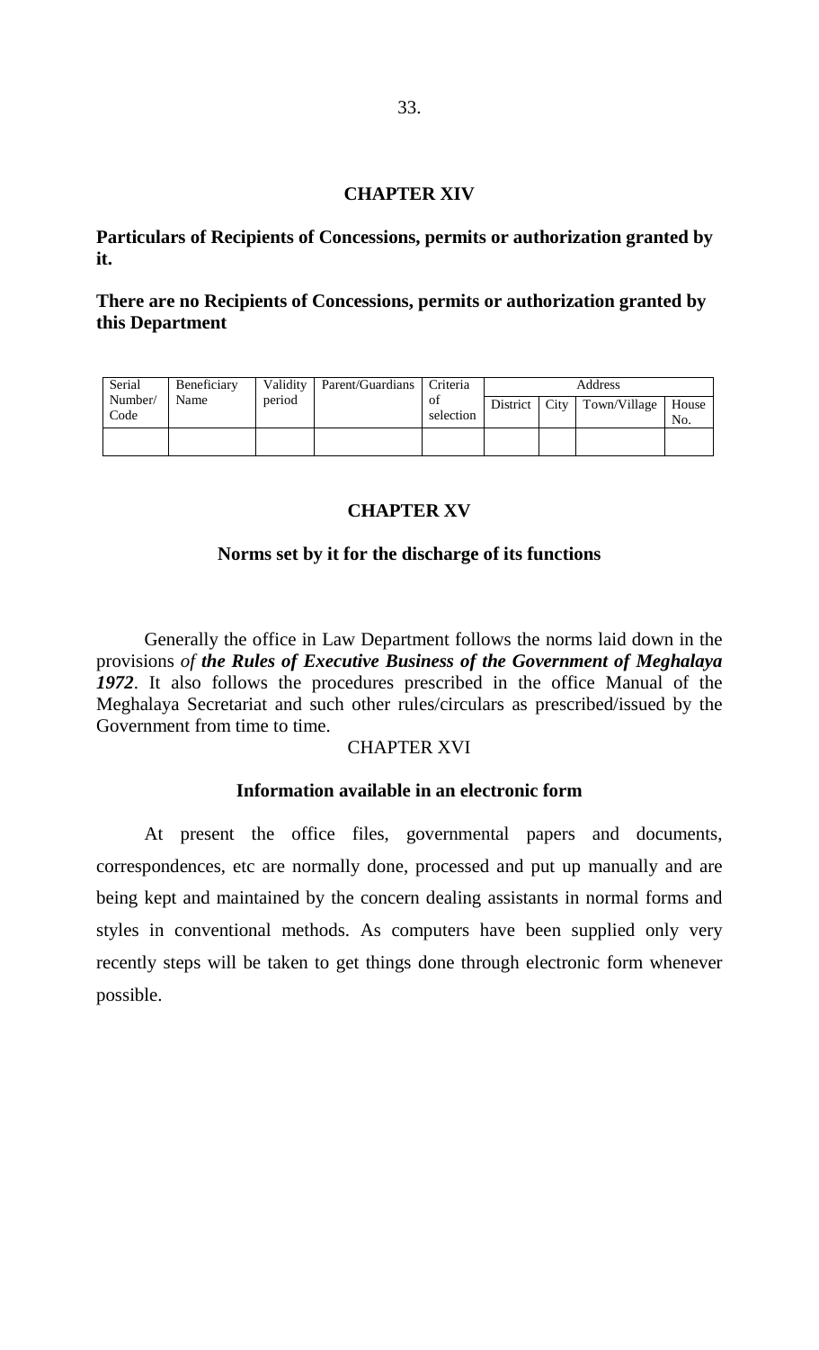## CHAPTER XIV

**Particulars of Recipients of Concessions, permits or authorization granted by it.**

**There are no Recipients of Concessions, permits or authorization granted by this Department**

| Serial Number/ Code | Beneficiary Name | Validity period | Parent/Guardians | Criteria of selection | Address | | | |
|---|---|---|---|---|---|---|---|---|
| | | | | | District | City | Town/Village | House No. |
| | | | | | | | | |

## CHAPTER XV

### Norms set by it for the discharge of its functions

Generally the office in Law Department follows the norms laid down in the provisions *of* ***the Rules of Executive Business of the Government of Meghalaya 1972***. It also follows the procedures prescribed in the office Manual of the Meghalaya Secretariat and such other rules/circulars as prescribed/issued by the Government from time to time.

## CHAPTER XVI

### Information available in an electronic form

At present the office files, governmental papers and documents, correspondences, etc are normally done, processed and put up manually and are being kept and maintained by the concern dealing assistants in normal forms and styles in conventional methods. As computers have been supplied only very recently steps will be taken to get things done through electronic form whenever possible.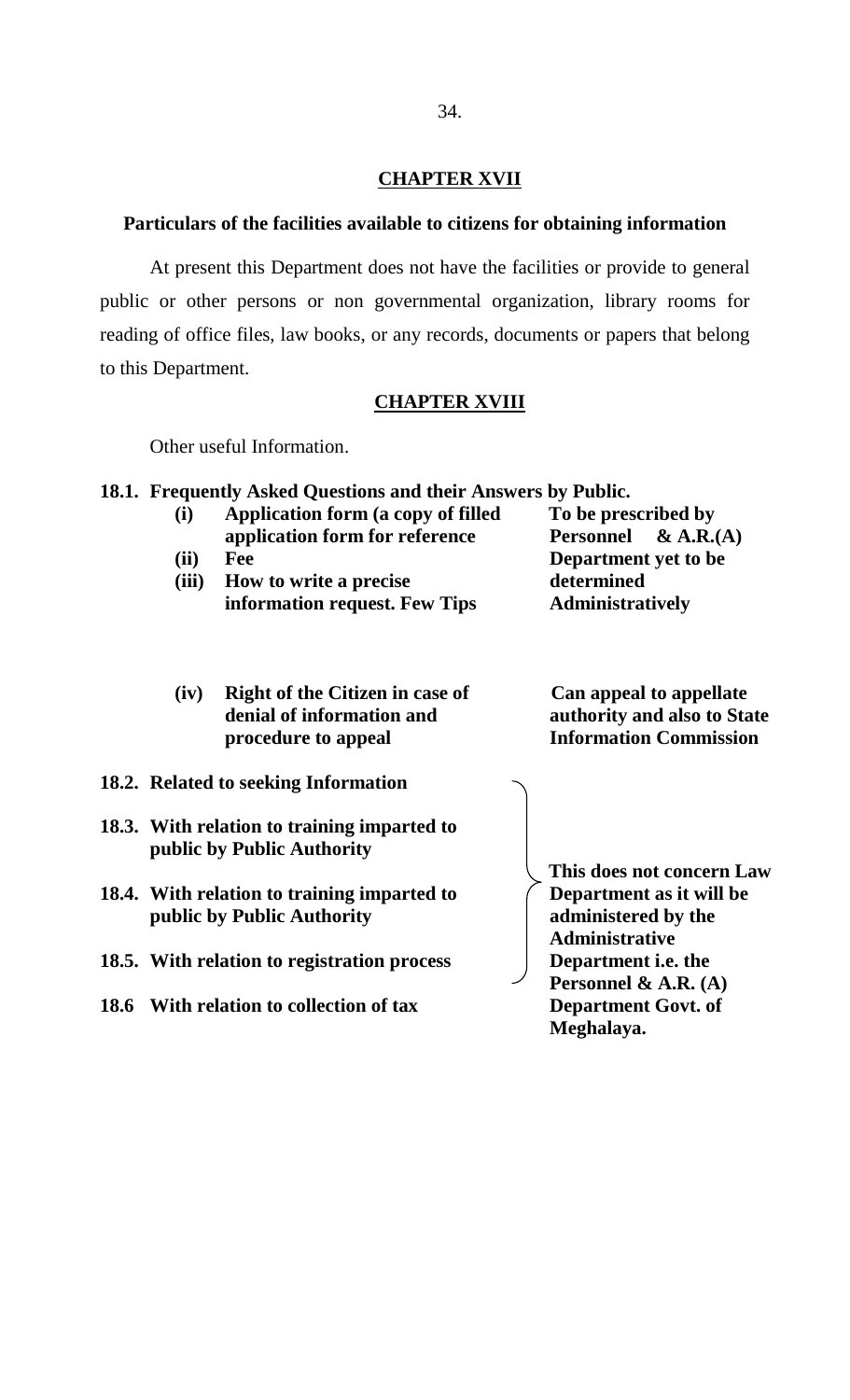## CHAPTER XVII

**Particulars of the facilities available to citizens for obtaining information**

At present this Department does not have the facilities or provide to general public or other persons or non governmental organization, library rooms for reading of office files, law books, or any records, documents or papers that belong to this Department.

## CHAPTER XVIII

Other useful Information.

**18.1. Frequently Asked Questions and their Answers by Public.**

| | | |
|---|---|---|
| **(i)** | **Application form (a copy of filled application form for reference** | **To be prescribed by Personnel & A.R.(A) Department yet to be determined Administratively** |
| **(ii)** | **Fee** | |
| **(iii)** | **How to write a precise information request. Few Tips** | |
| **(iv)** | **Right of the Citizen in case of denial of information and procedure to appeal** | **Can appeal to appellate authority and also to State Information Commission** |

| | |
|---|---|
| **18.2. Related to seeking Information** | **This does not concern Law Department as it will be administered by the Administrative Department i.e. the Personnel & A.R. (A) Department Govt. of Meghalaya.** |
| **18.3. With relation to training imparted to public by Public Authority** | |
| **18.4. With relation to training imparted to public by Public Authority** | |
| **18.5. With relation to registration process** | |
| **18.6 With relation to collection of tax** | |